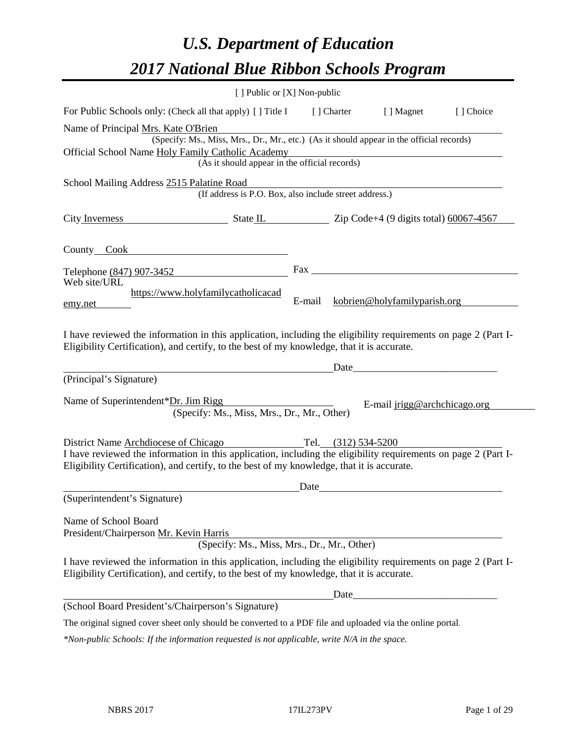# *U.S. Department of Education*

# *2017 National Blue Ribbon Schools Program*

[ ] Public or [X] Non-public

For Public Schools only: (Check all that apply) [ ] Title I [ ] Charter [ ] Magnet [ ] Choice

Name of Principal Mrs. Kate O'Brien
(Specify: Ms., Miss, Mrs., Dr., Mr., etc.) (As it should appear in the official records)

Official School Name Holy Family Catholic Academy
(As it should appear in the official records)

School Mailing Address 2515 Palatine Road
(If address is P.O. Box, also include street address.)

City Inverness State IL Zip Code+4 (9 digits total) 60067-4567

County Cook

Telephone (847) 907-3452 Fax

Web site/URL https://www.holyfamilycatholicacademy.net E-mail kobrien@holyfamilyparish.org

I have reviewed the information in this application, including the eligibility requirements on page 2 (Part I-Eligibility Certification), and certify, to the best of my knowledge, that it is accurate.

Date_____________________________

(Principal's Signature)

Name of Superintendent*Dr. Jim Rigg E-mail jrigg@archchicago.org
(Specify: Ms., Miss, Mrs., Dr., Mr., Other)

District Name Archdiocese of Chicago Tel. (312) 534-5200

I have reviewed the information in this application, including the eligibility requirements on page 2 (Part I-Eligibility Certification), and certify, to the best of my knowledge, that it is accurate.

Date

(Superintendent's Signature)

Name of School Board
President/Chairperson Mr. Kevin Harris
(Specify: Ms., Miss, Mrs., Dr., Mr., Other)

I have reviewed the information in this application, including the eligibility requirements on page 2 (Part I-Eligibility Certification), and certify, to the best of my knowledge, that it is accurate.

Date_____________________________

(School Board President's/Chairperson's Signature)

The original signed cover sheet only should be converted to a PDF file and uploaded via the online portal.

*\*Non-public Schools: If the information requested is not applicable, write N/A in the space.*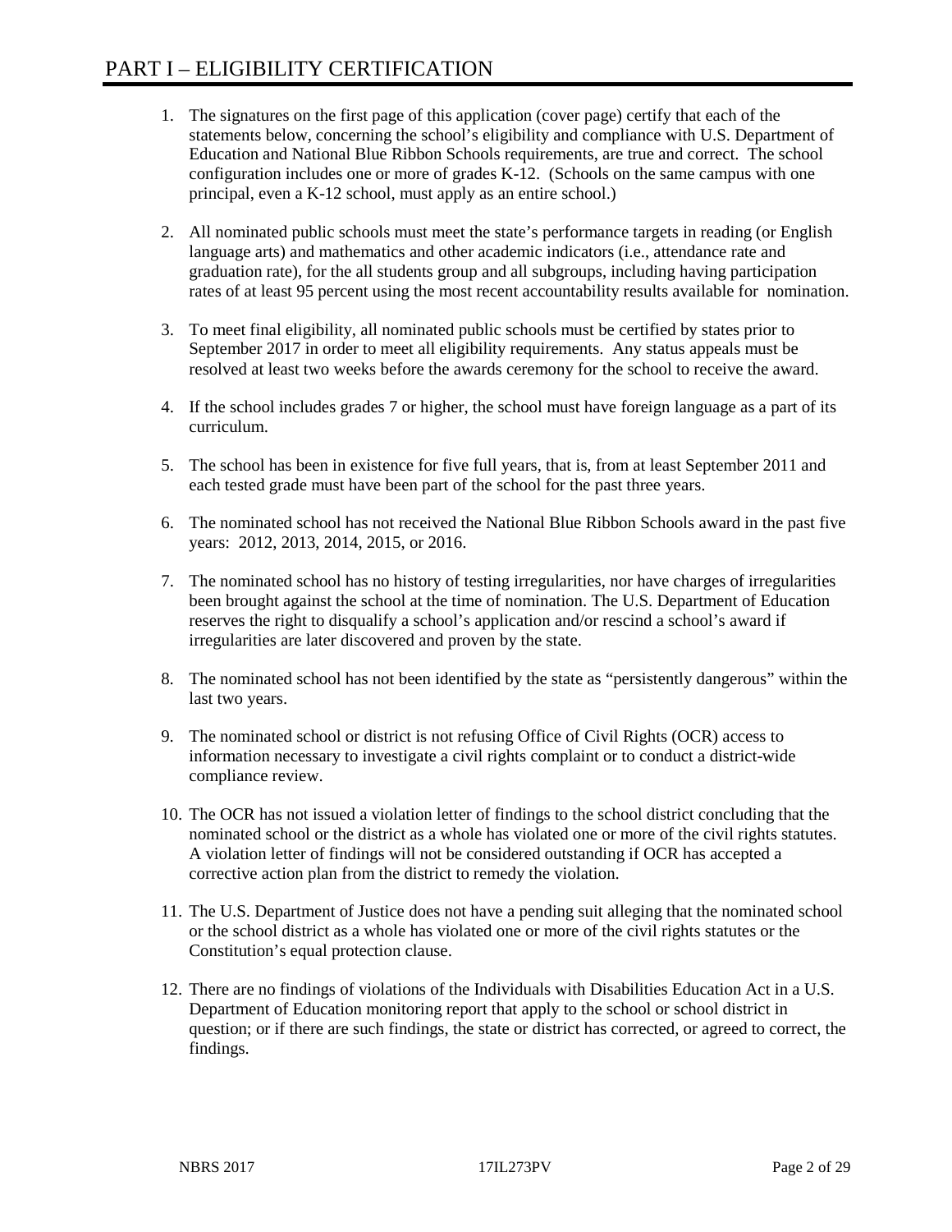# PART I – ELIGIBILITY CERTIFICATION

1. The signatures on the first page of this application (cover page) certify that each of the statements below, concerning the school's eligibility and compliance with U.S. Department of Education and National Blue Ribbon Schools requirements, are true and correct. The school configuration includes one or more of grades K-12. (Schools on the same campus with one principal, even a K-12 school, must apply as an entire school.)

2. All nominated public schools must meet the state's performance targets in reading (or English language arts) and mathematics and other academic indicators (i.e., attendance rate and graduation rate), for the all students group and all subgroups, including having participation rates of at least 95 percent using the most recent accountability results available for nomination.

3. To meet final eligibility, all nominated public schools must be certified by states prior to September 2017 in order to meet all eligibility requirements. Any status appeals must be resolved at least two weeks before the awards ceremony for the school to receive the award.

4. If the school includes grades 7 or higher, the school must have foreign language as a part of its curriculum.

5. The school has been in existence for five full years, that is, from at least September 2011 and each tested grade must have been part of the school for the past three years.

6. The nominated school has not received the National Blue Ribbon Schools award in the past five years: 2012, 2013, 2014, 2015, or 2016.

7. The nominated school has no history of testing irregularities, nor have charges of irregularities been brought against the school at the time of nomination. The U.S. Department of Education reserves the right to disqualify a school's application and/or rescind a school's award if irregularities are later discovered and proven by the state.

8. The nominated school has not been identified by the state as "persistently dangerous" within the last two years.

9. The nominated school or district is not refusing Office of Civil Rights (OCR) access to information necessary to investigate a civil rights complaint or to conduct a district-wide compliance review.

10. The OCR has not issued a violation letter of findings to the school district concluding that the nominated school or the district as a whole has violated one or more of the civil rights statutes. A violation letter of findings will not be considered outstanding if OCR has accepted a corrective action plan from the district to remedy the violation.

11. The U.S. Department of Justice does not have a pending suit alleging that the nominated school or the school district as a whole has violated one or more of the civil rights statutes or the Constitution's equal protection clause.

12. There are no findings of violations of the Individuals with Disabilities Education Act in a U.S. Department of Education monitoring report that apply to the school or school district in question; or if there are such findings, the state or district has corrected, or agreed to correct, the findings.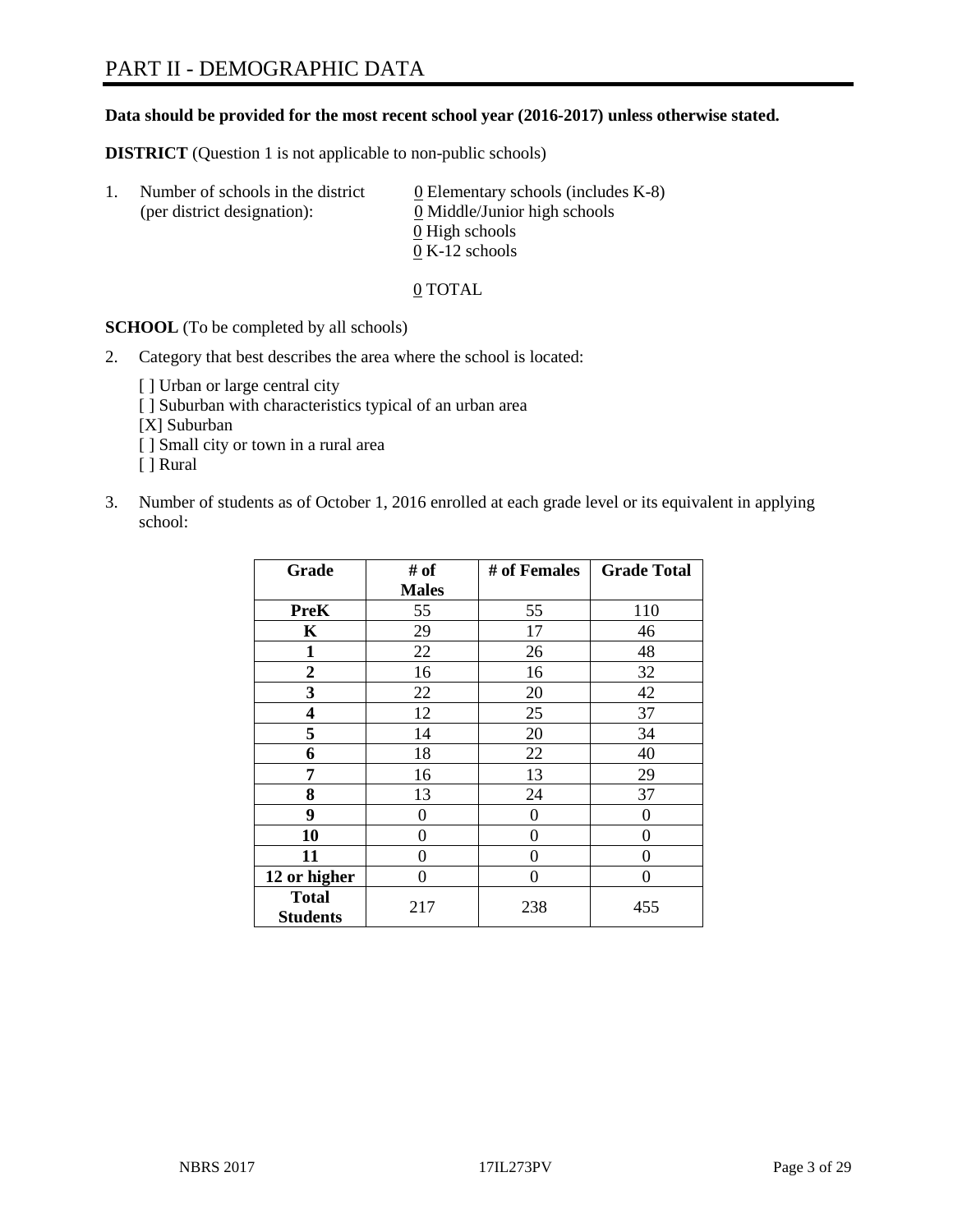# PART II - DEMOGRAPHIC DATA

**Data should be provided for the most recent school year (2016-2017) unless otherwise stated.**

**DISTRICT** (Question 1 is not applicable to non-public schools)

1. Number of schools in the district (per district designation):
   0 Elementary schools (includes K-8)
   0 Middle/Junior high schools
   0 High schools
   0 K-12 schools

   0 TOTAL

**SCHOOL** (To be completed by all schools)

2. Category that best describes the area where the school is located:

   [ ] Urban or large central city
   [ ] Suburban with characteristics typical of an urban area
   [X] Suburban
   [ ] Small city or town in a rural area
   [ ] Rural

3. Number of students as of October 1, 2016 enrolled at each grade level or its equivalent in applying school:

| Grade | # of Males | # of Females | Grade Total |
|---|---|---|---|
| **PreK** | 55 | 55 | 110 |
| **K** | 29 | 17 | 46 |
| **1** | 22 | 26 | 48 |
| **2** | 16 | 16 | 32 |
| **3** | 22 | 20 | 42 |
| **4** | 12 | 25 | 37 |
| **5** | 14 | 20 | 34 |
| **6** | 18 | 22 | 40 |
| **7** | 16 | 13 | 29 |
| **8** | 13 | 24 | 37 |
| **9** | 0 | 0 | 0 |
| **10** | 0 | 0 | 0 |
| **11** | 0 | 0 | 0 |
| **12 or higher** | 0 | 0 | 0 |
| **Total Students** | 217 | 238 | 455 |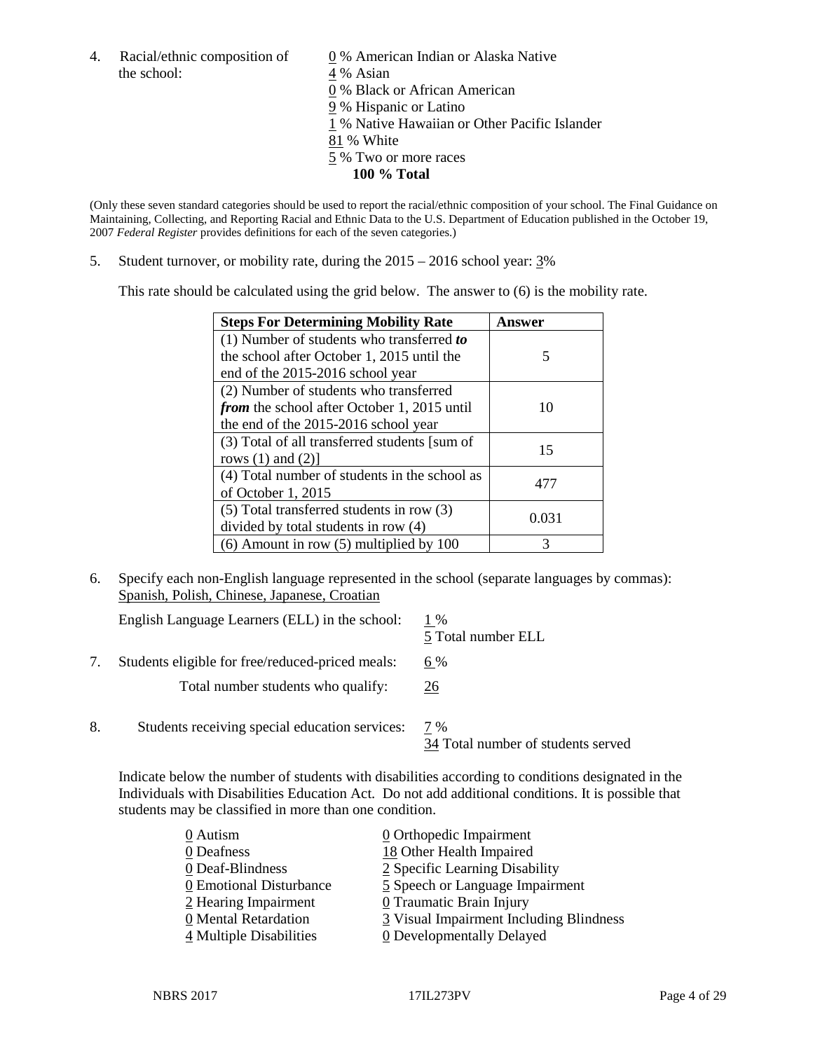4. Racial/ethnic composition of the school:

0 % American Indian or Alaska Native
4 % Asian
0 % Black or African American
9 % Hispanic or Latino
1 % Native Hawaiian or Other Pacific Islander
81 % White
5 % Two or more races
**100 % Total**

(Only these seven standard categories should be used to report the racial/ethnic composition of your school. The Final Guidance on Maintaining, Collecting, and Reporting Racial and Ethnic Data to the U.S. Department of Education published in the October 19, 2007 *Federal Register* provides definitions for each of the seven categories.)

5. Student turnover, or mobility rate, during the 2015 – 2016 school year: 3%

This rate should be calculated using the grid below. The answer to (6) is the mobility rate.

| **Steps For Determining Mobility Rate** | **Answer** |
|---|---|
| (1) Number of students who transferred ***to*** the school after October 1, 2015 until the end of the 2015-2016 school year | 5 |
| (2) Number of students who transferred ***from*** the school after October 1, 2015 until the end of the 2015-2016 school year | 10 |
| (3) Total of all transferred students [sum of rows (1) and (2)] | 15 |
| (4) Total number of students in the school as of October 1, 2015 | 477 |
| (5) Total transferred students in row (3) divided by total students in row (4) | 0.031 |
| (6) Amount in row (5) multiplied by 100 | 3 |

6. Specify each non-English language represented in the school (separate languages by commas):
Spanish, Polish, Chinese, Japanese, Croatian

English Language Learners (ELL) in the school: 1 %
5 Total number ELL

7. Students eligible for free/reduced-priced meals: 6 %

Total number students who qualify: 26

8. Students receiving special education services: 7 %
34 Total number of students served

Indicate below the number of students with disabilities according to conditions designated in the Individuals with Disabilities Education Act. Do not add additional conditions. It is possible that students may be classified in more than one condition.

0 Autism
0 Deafness
0 Deaf-Blindness
0 Emotional Disturbance
2 Hearing Impairment
0 Mental Retardation
4 Multiple Disabilities
0 Orthopedic Impairment
18 Other Health Impaired
2 Specific Learning Disability
5 Speech or Language Impairment
0 Traumatic Brain Injury
3 Visual Impairment Including Blindness
0 Developmentally Delayed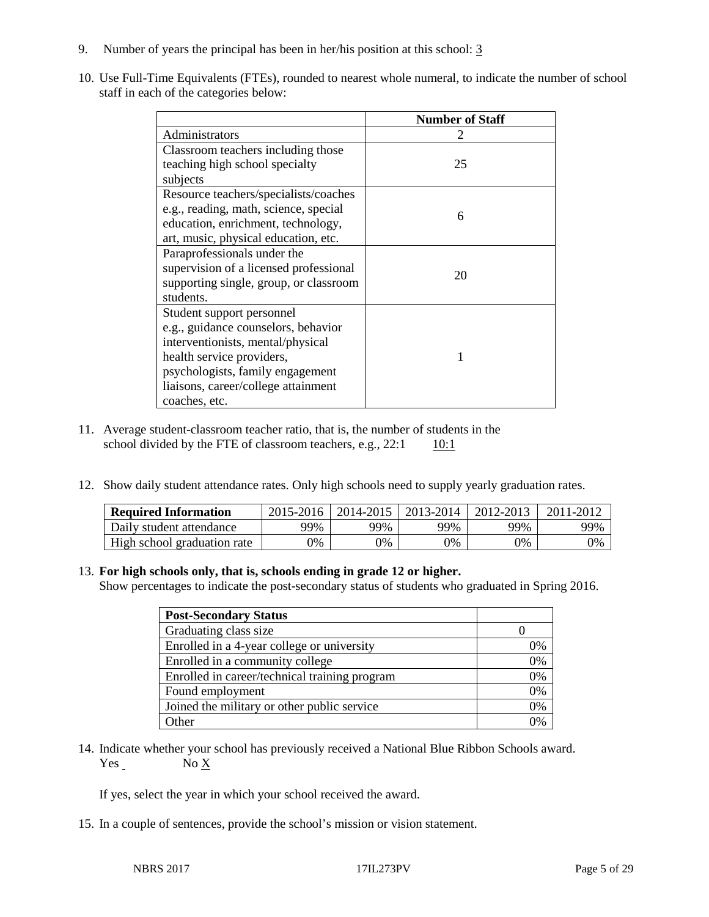9. Number of years the principal has been in her/his position at this school: 3

10. Use Full-Time Equivalents (FTEs), rounded to nearest whole numeral, to indicate the number of school staff in each of the categories below:

| | Number of Staff |
|---|---|
| Administrators | 2 |
| Classroom teachers including those teaching high school specialty subjects | 25 |
| Resource teachers/specialists/coaches e.g., reading, math, science, special education, enrichment, technology, art, music, physical education, etc. | 6 |
| Paraprofessionals under the supervision of a licensed professional supporting single, group, or classroom students. | 20 |
| Student support personnel e.g., guidance counselors, behavior interventionists, mental/physical health service providers, psychologists, family engagement liaisons, career/college attainment coaches, etc. | 1 |

11. Average student-classroom teacher ratio, that is, the number of students in the school divided by the FTE of classroom teachers, e.g., 22:1 10:1

12. Show daily student attendance rates. Only high schools need to supply yearly graduation rates.

| Required Information | 2015-2016 | 2014-2015 | 2013-2014 | 2012-2013 | 2011-2012 |
|---|---|---|---|---|---|
| Daily student attendance | 99% | 99% | 99% | 99% | 99% |
| High school graduation rate | 0% | 0% | 0% | 0% | 0% |

13. **For high schools only, that is, schools ending in grade 12 or higher.**
Show percentages to indicate the post-secondary status of students who graduated in Spring 2016.

| Post-Secondary Status | |
|---|---|
| Graduating class size | 0 |
| Enrolled in a 4-year college or university | 0% |
| Enrolled in a community college | 0% |
| Enrolled in career/technical training program | 0% |
| Found employment | 0% |
| Joined the military or other public service | 0% |
| Other | 0% |

14. Indicate whether your school has previously received a National Blue Ribbon Schools award.
Yes No X

If yes, select the year in which your school received the award.

15. In a couple of sentences, provide the school's mission or vision statement.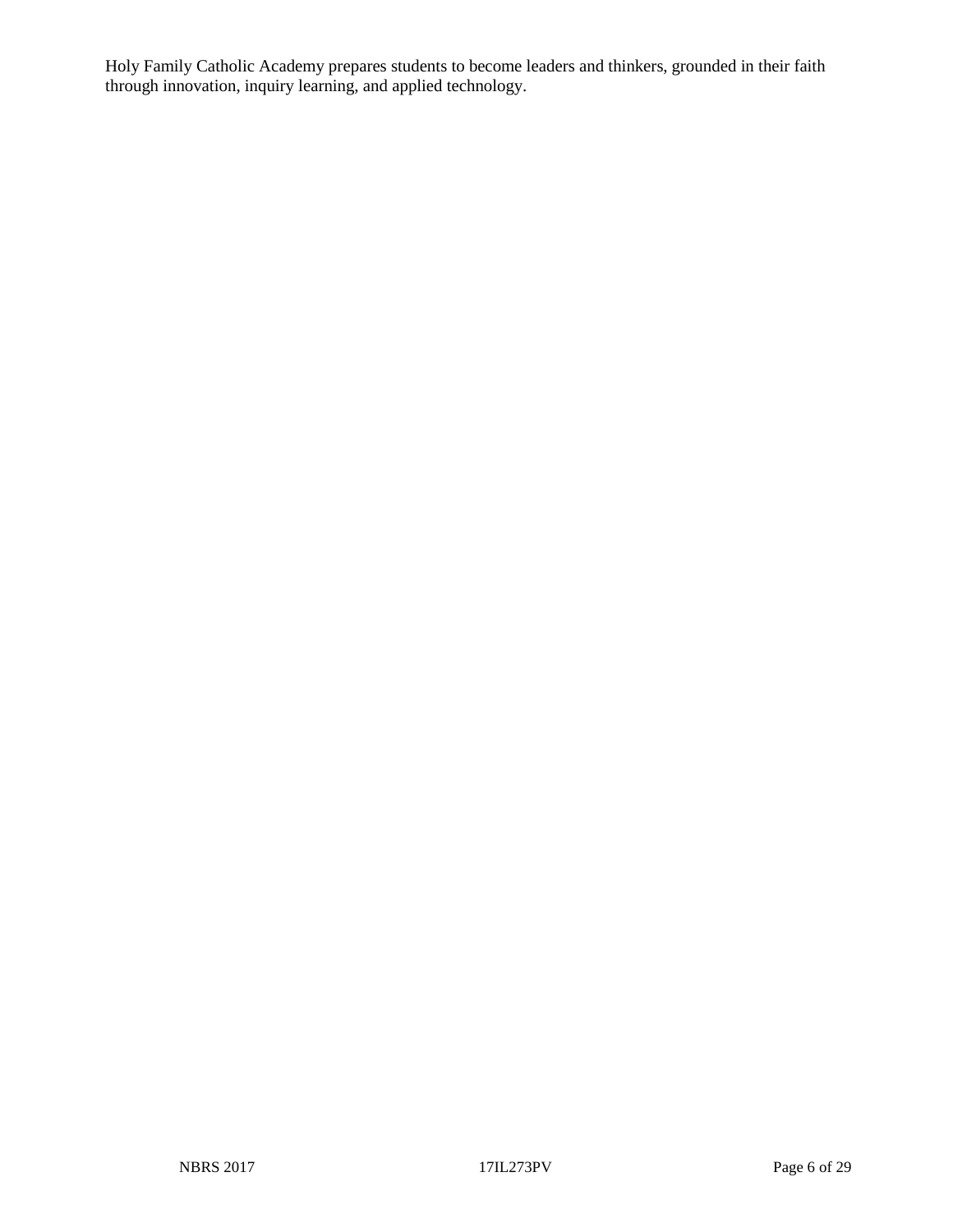Holy Family Catholic Academy prepares students to become leaders and thinkers, grounded in their faith through innovation, inquiry learning, and applied technology.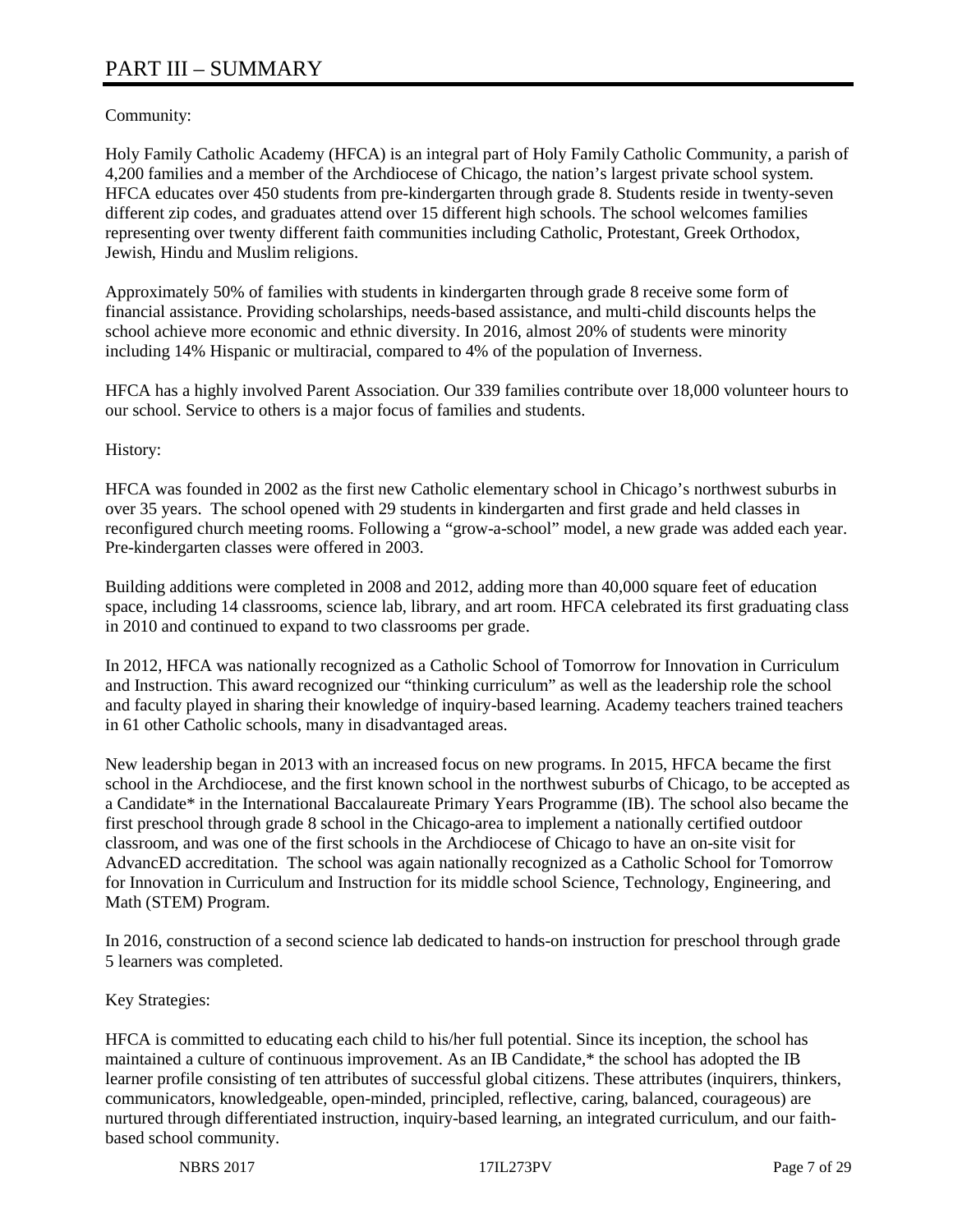# PART III – SUMMARY

Community:

Holy Family Catholic Academy (HFCA) is an integral part of Holy Family Catholic Community, a parish of 4,200 families and a member of the Archdiocese of Chicago, the nation's largest private school system. HFCA educates over 450 students from pre-kindergarten through grade 8. Students reside in twenty-seven different zip codes, and graduates attend over 15 different high schools. The school welcomes families representing over twenty different faith communities including Catholic, Protestant, Greek Orthodox, Jewish, Hindu and Muslim religions.

Approximately 50% of families with students in kindergarten through grade 8 receive some form of financial assistance. Providing scholarships, needs-based assistance, and multi-child discounts helps the school achieve more economic and ethnic diversity. In 2016, almost 20% of students were minority including 14% Hispanic or multiracial, compared to 4% of the population of Inverness.

HFCA has a highly involved Parent Association. Our 339 families contribute over 18,000 volunteer hours to our school. Service to others is a major focus of families and students.

History:

HFCA was founded in 2002 as the first new Catholic elementary school in Chicago's northwest suburbs in over 35 years. The school opened with 29 students in kindergarten and first grade and held classes in reconfigured church meeting rooms. Following a "grow-a-school" model, a new grade was added each year. Pre-kindergarten classes were offered in 2003.

Building additions were completed in 2008 and 2012, adding more than 40,000 square feet of education space, including 14 classrooms, science lab, library, and art room. HFCA celebrated its first graduating class in 2010 and continued to expand to two classrooms per grade.

In 2012, HFCA was nationally recognized as a Catholic School of Tomorrow for Innovation in Curriculum and Instruction. This award recognized our "thinking curriculum" as well as the leadership role the school and faculty played in sharing their knowledge of inquiry-based learning. Academy teachers trained teachers in 61 other Catholic schools, many in disadvantaged areas.

New leadership began in 2013 with an increased focus on new programs. In 2015, HFCA became the first school in the Archdiocese, and the first known school in the northwest suburbs of Chicago, to be accepted as a Candidate* in the International Baccalaureate Primary Years Programme (IB). The school also became the first preschool through grade 8 school in the Chicago-area to implement a nationally certified outdoor classroom, and was one of the first schools in the Archdiocese of Chicago to have an on-site visit for AdvancED accreditation. The school was again nationally recognized as a Catholic School for Tomorrow for Innovation in Curriculum and Instruction for its middle school Science, Technology, Engineering, and Math (STEM) Program.

In 2016, construction of a second science lab dedicated to hands-on instruction for preschool through grade 5 learners was completed.

Key Strategies:

HFCA is committed to educating each child to his/her full potential. Since its inception, the school has maintained a culture of continuous improvement. As an IB Candidate,* the school has adopted the IB learner profile consisting of ten attributes of successful global citizens. These attributes (inquirers, thinkers, communicators, knowledgeable, open-minded, principled, reflective, caring, balanced, courageous) are nurtured through differentiated instruction, inquiry-based learning, an integrated curriculum, and our faith-based school community.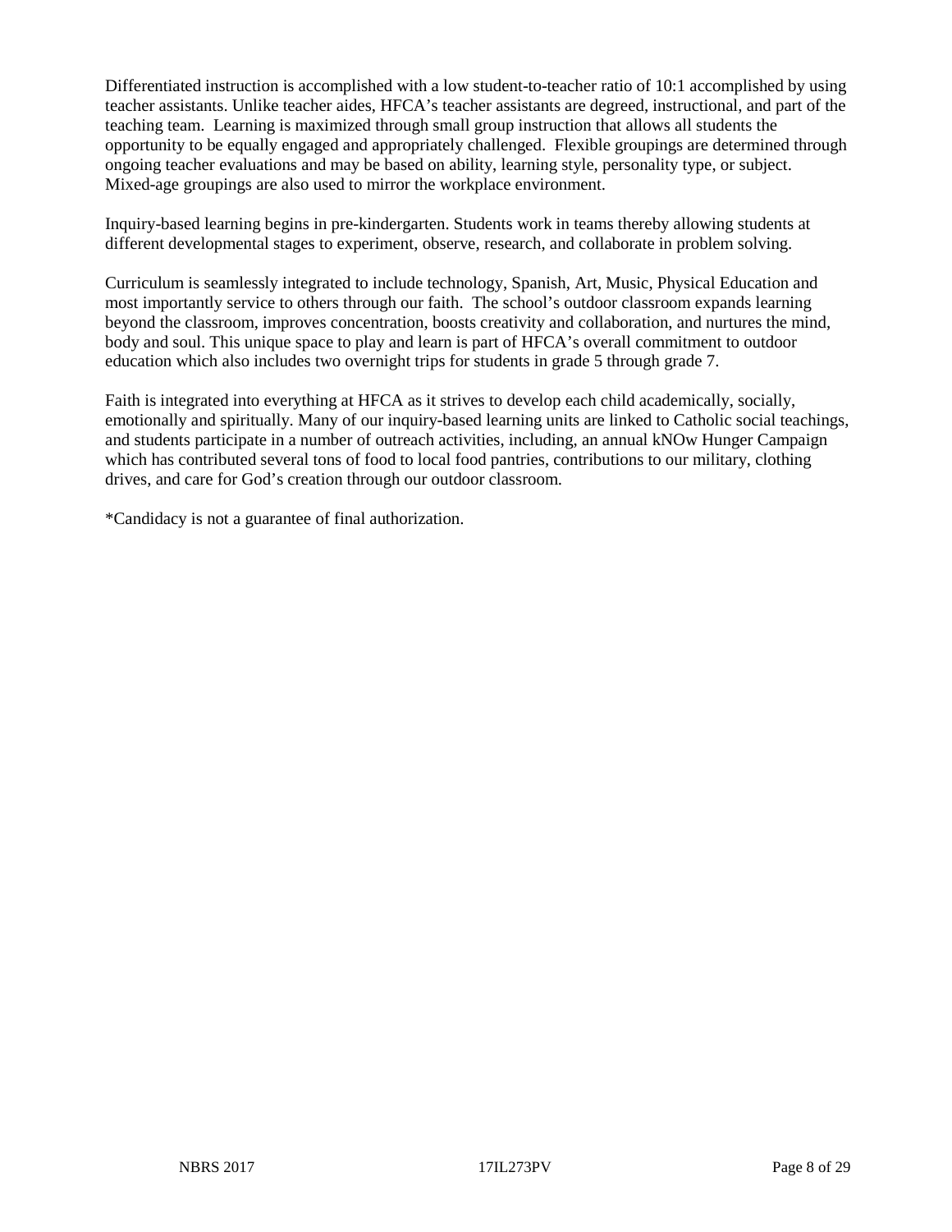Differentiated instruction is accomplished with a low student-to-teacher ratio of 10:1 accomplished by using teacher assistants. Unlike teacher aides, HFCA's teacher assistants are degreed, instructional, and part of the teaching team. Learning is maximized through small group instruction that allows all students the opportunity to be equally engaged and appropriately challenged. Flexible groupings are determined through ongoing teacher evaluations and may be based on ability, learning style, personality type, or subject. Mixed-age groupings are also used to mirror the workplace environment.

Inquiry-based learning begins in pre-kindergarten. Students work in teams thereby allowing students at different developmental stages to experiment, observe, research, and collaborate in problem solving.

Curriculum is seamlessly integrated to include technology, Spanish, Art, Music, Physical Education and most importantly service to others through our faith. The school's outdoor classroom expands learning beyond the classroom, improves concentration, boosts creativity and collaboration, and nurtures the mind, body and soul. This unique space to play and learn is part of HFCA's overall commitment to outdoor education which also includes two overnight trips for students in grade 5 through grade 7.

Faith is integrated into everything at HFCA as it strives to develop each child academically, socially, emotionally and spiritually. Many of our inquiry-based learning units are linked to Catholic social teachings, and students participate in a number of outreach activities, including, an annual kNOw Hunger Campaign which has contributed several tons of food to local food pantries, contributions to our military, clothing drives, and care for God's creation through our outdoor classroom.

*Candidacy is not a guarantee of final authorization.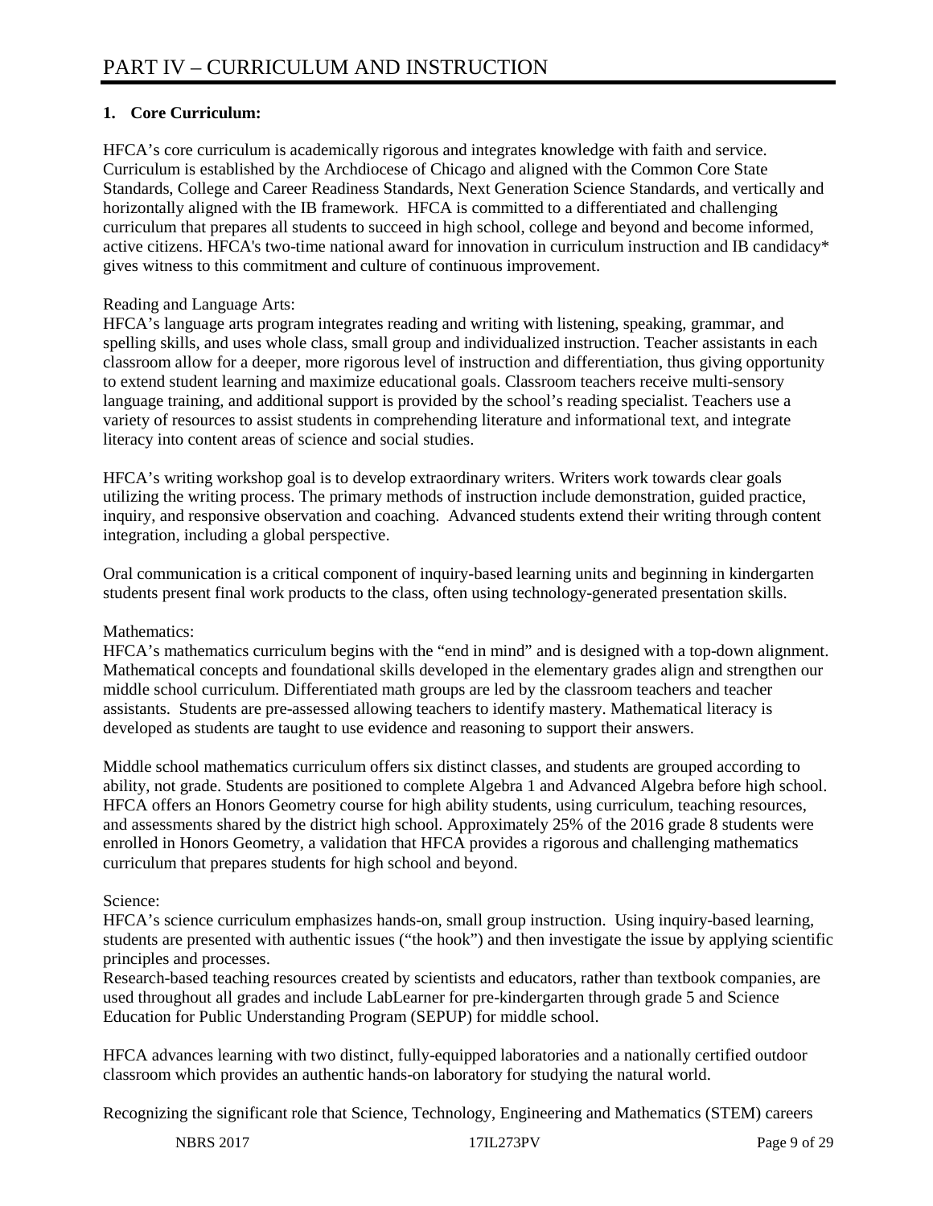# PART IV – CURRICULUM AND INSTRUCTION

## 1. Core Curriculum:

HFCA's core curriculum is academically rigorous and integrates knowledge with faith and service. Curriculum is established by the Archdiocese of Chicago and aligned with the Common Core State Standards, College and Career Readiness Standards, Next Generation Science Standards, and vertically and horizontally aligned with the IB framework. HFCA is committed to a differentiated and challenging curriculum that prepares all students to succeed in high school, college and beyond and become informed, active citizens. HFCA's two-time national award for innovation in curriculum instruction and IB candidacy* gives witness to this commitment and culture of continuous improvement.

Reading and Language Arts:
HFCA's language arts program integrates reading and writing with listening, speaking, grammar, and spelling skills, and uses whole class, small group and individualized instruction. Teacher assistants in each classroom allow for a deeper, more rigorous level of instruction and differentiation, thus giving opportunity to extend student learning and maximize educational goals. Classroom teachers receive multi-sensory language training, and additional support is provided by the school's reading specialist. Teachers use a variety of resources to assist students in comprehending literature and informational text, and integrate literacy into content areas of science and social studies.

HFCA's writing workshop goal is to develop extraordinary writers. Writers work towards clear goals utilizing the writing process. The primary methods of instruction include demonstration, guided practice, inquiry, and responsive observation and coaching. Advanced students extend their writing through content integration, including a global perspective.

Oral communication is a critical component of inquiry-based learning units and beginning in kindergarten students present final work products to the class, often using technology-generated presentation skills.

Mathematics:
HFCA's mathematics curriculum begins with the "end in mind" and is designed with a top-down alignment. Mathematical concepts and foundational skills developed in the elementary grades align and strengthen our middle school curriculum. Differentiated math groups are led by the classroom teachers and teacher assistants. Students are pre-assessed allowing teachers to identify mastery. Mathematical literacy is developed as students are taught to use evidence and reasoning to support their answers.

Middle school mathematics curriculum offers six distinct classes, and students are grouped according to ability, not grade. Students are positioned to complete Algebra 1 and Advanced Algebra before high school. HFCA offers an Honors Geometry course for high ability students, using curriculum, teaching resources, and assessments shared by the district high school. Approximately 25% of the 2016 grade 8 students were enrolled in Honors Geometry, a validation that HFCA provides a rigorous and challenging mathematics curriculum that prepares students for high school and beyond.

Science:
HFCA's science curriculum emphasizes hands-on, small group instruction. Using inquiry-based learning, students are presented with authentic issues ("the hook") and then investigate the issue by applying scientific principles and processes.
Research-based teaching resources created by scientists and educators, rather than textbook companies, are used throughout all grades and include LabLearner for pre-kindergarten through grade 5 and Science Education for Public Understanding Program (SEPUP) for middle school.

HFCA advances learning with two distinct, fully-equipped laboratories and a nationally certified outdoor classroom which provides an authentic hands-on laboratory for studying the natural world.

Recognizing the significant role that Science, Technology, Engineering and Mathematics (STEM) careers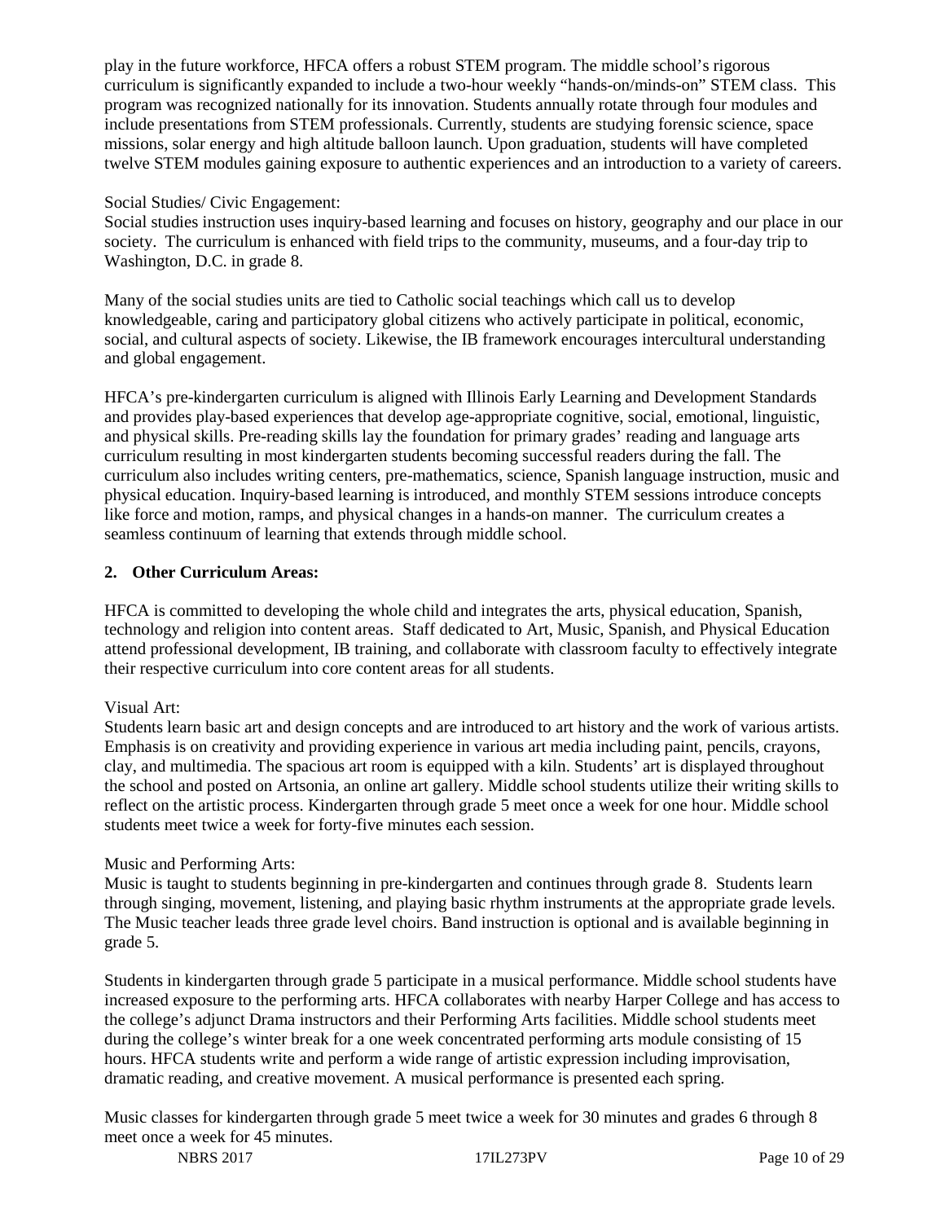play in the future workforce, HFCA offers a robust STEM program. The middle school's rigorous curriculum is significantly expanded to include a two-hour weekly "hands-on/minds-on" STEM class. This program was recognized nationally for its innovation. Students annually rotate through four modules and include presentations from STEM professionals. Currently, students are studying forensic science, space missions, solar energy and high altitude balloon launch. Upon graduation, students will have completed twelve STEM modules gaining exposure to authentic experiences and an introduction to a variety of careers.

Social Studies/ Civic Engagement:
Social studies instruction uses inquiry-based learning and focuses on history, geography and our place in our society. The curriculum is enhanced with field trips to the community, museums, and a four-day trip to Washington, D.C. in grade 8.

Many of the social studies units are tied to Catholic social teachings which call us to develop knowledgeable, caring and participatory global citizens who actively participate in political, economic, social, and cultural aspects of society. Likewise, the IB framework encourages intercultural understanding and global engagement.

HFCA's pre-kindergarten curriculum is aligned with Illinois Early Learning and Development Standards and provides play-based experiences that develop age-appropriate cognitive, social, emotional, linguistic, and physical skills. Pre-reading skills lay the foundation for primary grades' reading and language arts curriculum resulting in most kindergarten students becoming successful readers during the fall. The curriculum also includes writing centers, pre-mathematics, science, Spanish language instruction, music and physical education. Inquiry-based learning is introduced, and monthly STEM sessions introduce concepts like force and motion, ramps, and physical changes in a hands-on manner. The curriculum creates a seamless continuum of learning that extends through middle school.

## 2. Other Curriculum Areas:

HFCA is committed to developing the whole child and integrates the arts, physical education, Spanish, technology and religion into content areas. Staff dedicated to Art, Music, Spanish, and Physical Education attend professional development, IB training, and collaborate with classroom faculty to effectively integrate their respective curriculum into core content areas for all students.

Visual Art:
Students learn basic art and design concepts and are introduced to art history and the work of various artists. Emphasis is on creativity and providing experience in various art media including paint, pencils, crayons, clay, and multimedia. The spacious art room is equipped with a kiln. Students' art is displayed throughout the school and posted on Artsonia, an online art gallery. Middle school students utilize their writing skills to reflect on the artistic process. Kindergarten through grade 5 meet once a week for one hour. Middle school students meet twice a week for forty-five minutes each session.

Music and Performing Arts:
Music is taught to students beginning in pre-kindergarten and continues through grade 8. Students learn through singing, movement, listening, and playing basic rhythm instruments at the appropriate grade levels. The Music teacher leads three grade level choirs. Band instruction is optional and is available beginning in grade 5.

Students in kindergarten through grade 5 participate in a musical performance. Middle school students have increased exposure to the performing arts. HFCA collaborates with nearby Harper College and has access to the college's adjunct Drama instructors and their Performing Arts facilities. Middle school students meet during the college's winter break for a one week concentrated performing arts module consisting of 15 hours. HFCA students write and perform a wide range of artistic expression including improvisation, dramatic reading, and creative movement. A musical performance is presented each spring.

Music classes for kindergarten through grade 5 meet twice a week for 30 minutes and grades 6 through 8 meet once a week for 45 minutes.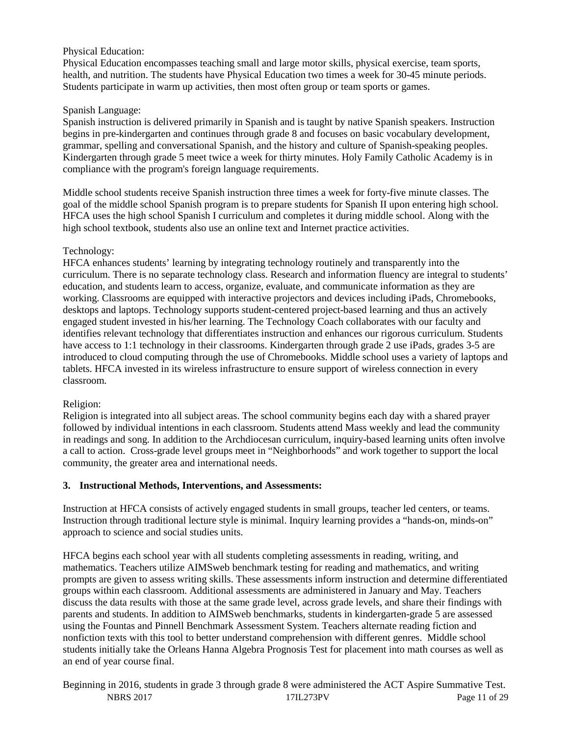Physical Education:
Physical Education encompasses teaching small and large motor skills, physical exercise, team sports, health, and nutrition. The students have Physical Education two times a week for 30-45 minute periods. Students participate in warm up activities, then most often group or team sports or games.

Spanish Language:
Spanish instruction is delivered primarily in Spanish and is taught by native Spanish speakers. Instruction begins in pre-kindergarten and continues through grade 8 and focuses on basic vocabulary development, grammar, spelling and conversational Spanish, and the history and culture of Spanish-speaking peoples. Kindergarten through grade 5 meet twice a week for thirty minutes. Holy Family Catholic Academy is in compliance with the program's foreign language requirements.

Middle school students receive Spanish instruction three times a week for forty-five minute classes. The goal of the middle school Spanish program is to prepare students for Spanish II upon entering high school. HFCA uses the high school Spanish I curriculum and completes it during middle school. Along with the high school textbook, students also use an online text and Internet practice activities.

Technology:
HFCA enhances students' learning by integrating technology routinely and transparently into the curriculum. There is no separate technology class. Research and information fluency are integral to students' education, and students learn to access, organize, evaluate, and communicate information as they are working. Classrooms are equipped with interactive projectors and devices including iPads, Chromebooks, desktops and laptops. Technology supports student-centered project-based learning and thus an actively engaged student invested in his/her learning. The Technology Coach collaborates with our faculty and identifies relevant technology that differentiates instruction and enhances our rigorous curriculum. Students have access to 1:1 technology in their classrooms. Kindergarten through grade 2 use iPads, grades 3-5 are introduced to cloud computing through the use of Chromebooks. Middle school uses a variety of laptops and tablets. HFCA invested in its wireless infrastructure to ensure support of wireless connection in every classroom.

Religion:
Religion is integrated into all subject areas. The school community begins each day with a shared prayer followed by individual intentions in each classroom. Students attend Mass weekly and lead the community in readings and song. In addition to the Archdiocesan curriculum, inquiry-based learning units often involve a call to action. Cross-grade level groups meet in "Neighborhoods" and work together to support the local community, the greater area and international needs.

**3. Instructional Methods, Interventions, and Assessments:**

Instruction at HFCA consists of actively engaged students in small groups, teacher led centers, or teams. Instruction through traditional lecture style is minimal. Inquiry learning provides a "hands-on, minds-on" approach to science and social studies units.

HFCA begins each school year with all students completing assessments in reading, writing, and mathematics. Teachers utilize AIMSweb benchmark testing for reading and mathematics, and writing prompts are given to assess writing skills. These assessments inform instruction and determine differentiated groups within each classroom. Additional assessments are administered in January and May. Teachers discuss the data results with those at the same grade level, across grade levels, and share their findings with parents and students. In addition to AIMSweb benchmarks, students in kindergarten-grade 5 are assessed using the Fountas and Pinnell Benchmark Assessment System. Teachers alternate reading fiction and nonfiction texts with this tool to better understand comprehension with different genres. Middle school students initially take the Orleans Hanna Algebra Prognosis Test for placement into math courses as well as an end of year course final.

Beginning in 2016, students in grade 3 through grade 8 were administered the ACT Aspire Summative Test.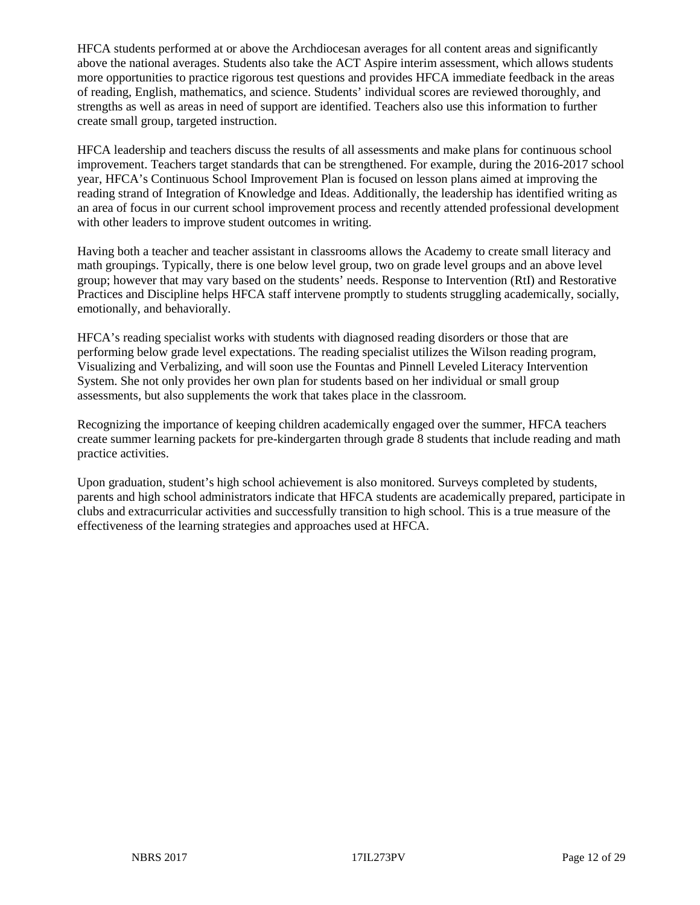HFCA students performed at or above the Archdiocesan averages for all content areas and significantly above the national averages. Students also take the ACT Aspire interim assessment, which allows students more opportunities to practice rigorous test questions and provides HFCA immediate feedback in the areas of reading, English, mathematics, and science. Students' individual scores are reviewed thoroughly, and strengths as well as areas in need of support are identified. Teachers also use this information to further create small group, targeted instruction.

HFCA leadership and teachers discuss the results of all assessments and make plans for continuous school improvement. Teachers target standards that can be strengthened. For example, during the 2016-2017 school year, HFCA's Continuous School Improvement Plan is focused on lesson plans aimed at improving the reading strand of Integration of Knowledge and Ideas. Additionally, the leadership has identified writing as an area of focus in our current school improvement process and recently attended professional development with other leaders to improve student outcomes in writing.

Having both a teacher and teacher assistant in classrooms allows the Academy to create small literacy and math groupings. Typically, there is one below level group, two on grade level groups and an above level group; however that may vary based on the students' needs. Response to Intervention (RtI) and Restorative Practices and Discipline helps HFCA staff intervene promptly to students struggling academically, socially, emotionally, and behaviorally.

HFCA's reading specialist works with students with diagnosed reading disorders or those that are performing below grade level expectations. The reading specialist utilizes the Wilson reading program, Visualizing and Verbalizing, and will soon use the Fountas and Pinnell Leveled Literacy Intervention System. She not only provides her own plan for students based on her individual or small group assessments, but also supplements the work that takes place in the classroom.

Recognizing the importance of keeping children academically engaged over the summer, HFCA teachers create summer learning packets for pre-kindergarten through grade 8 students that include reading and math practice activities.

Upon graduation, student's high school achievement is also monitored. Surveys completed by students, parents and high school administrators indicate that HFCA students are academically prepared, participate in clubs and extracurricular activities and successfully transition to high school. This is a true measure of the effectiveness of the learning strategies and approaches used at HFCA.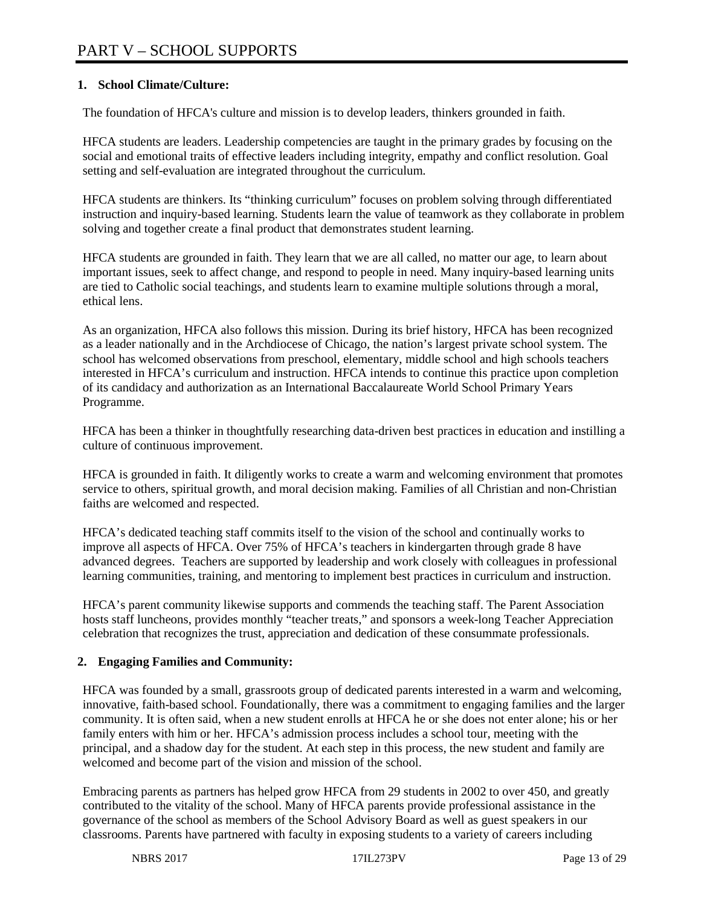# PART V – SCHOOL SUPPORTS

## 1. School Climate/Culture:

The foundation of HFCA's culture and mission is to develop leaders, thinkers grounded in faith.

HFCA students are leaders. Leadership competencies are taught in the primary grades by focusing on the social and emotional traits of effective leaders including integrity, empathy and conflict resolution. Goal setting and self-evaluation are integrated throughout the curriculum.

HFCA students are thinkers. Its "thinking curriculum" focuses on problem solving through differentiated instruction and inquiry-based learning. Students learn the value of teamwork as they collaborate in problem solving and together create a final product that demonstrates student learning.

HFCA students are grounded in faith. They learn that we are all called, no matter our age, to learn about important issues, seek to affect change, and respond to people in need. Many inquiry-based learning units are tied to Catholic social teachings, and students learn to examine multiple solutions through a moral, ethical lens.

As an organization, HFCA also follows this mission. During its brief history, HFCA has been recognized as a leader nationally and in the Archdiocese of Chicago, the nation's largest private school system. The school has welcomed observations from preschool, elementary, middle school and high schools teachers interested in HFCA's curriculum and instruction. HFCA intends to continue this practice upon completion of its candidacy and authorization as an International Baccalaureate World School Primary Years Programme.

HFCA has been a thinker in thoughtfully researching data-driven best practices in education and instilling a culture of continuous improvement.

HFCA is grounded in faith. It diligently works to create a warm and welcoming environment that promotes service to others, spiritual growth, and moral decision making. Families of all Christian and non-Christian faiths are welcomed and respected.

HFCA's dedicated teaching staff commits itself to the vision of the school and continually works to improve all aspects of HFCA. Over 75% of HFCA's teachers in kindergarten through grade 8 have advanced degrees. Teachers are supported by leadership and work closely with colleagues in professional learning communities, training, and mentoring to implement best practices in curriculum and instruction.

HFCA's parent community likewise supports and commends the teaching staff. The Parent Association hosts staff luncheons, provides monthly "teacher treats," and sponsors a week-long Teacher Appreciation celebration that recognizes the trust, appreciation and dedication of these consummate professionals.

## 2. Engaging Families and Community:

HFCA was founded by a small, grassroots group of dedicated parents interested in a warm and welcoming, innovative, faith-based school. Foundationally, there was a commitment to engaging families and the larger community. It is often said, when a new student enrolls at HFCA he or she does not enter alone; his or her family enters with him or her. HFCA's admission process includes a school tour, meeting with the principal, and a shadow day for the student. At each step in this process, the new student and family are welcomed and become part of the vision and mission of the school.

Embracing parents as partners has helped grow HFCA from 29 students in 2002 to over 450, and greatly contributed to the vitality of the school. Many of HFCA parents provide professional assistance in the governance of the school as members of the School Advisory Board as well as guest speakers in our classrooms. Parents have partnered with faculty in exposing students to a variety of careers including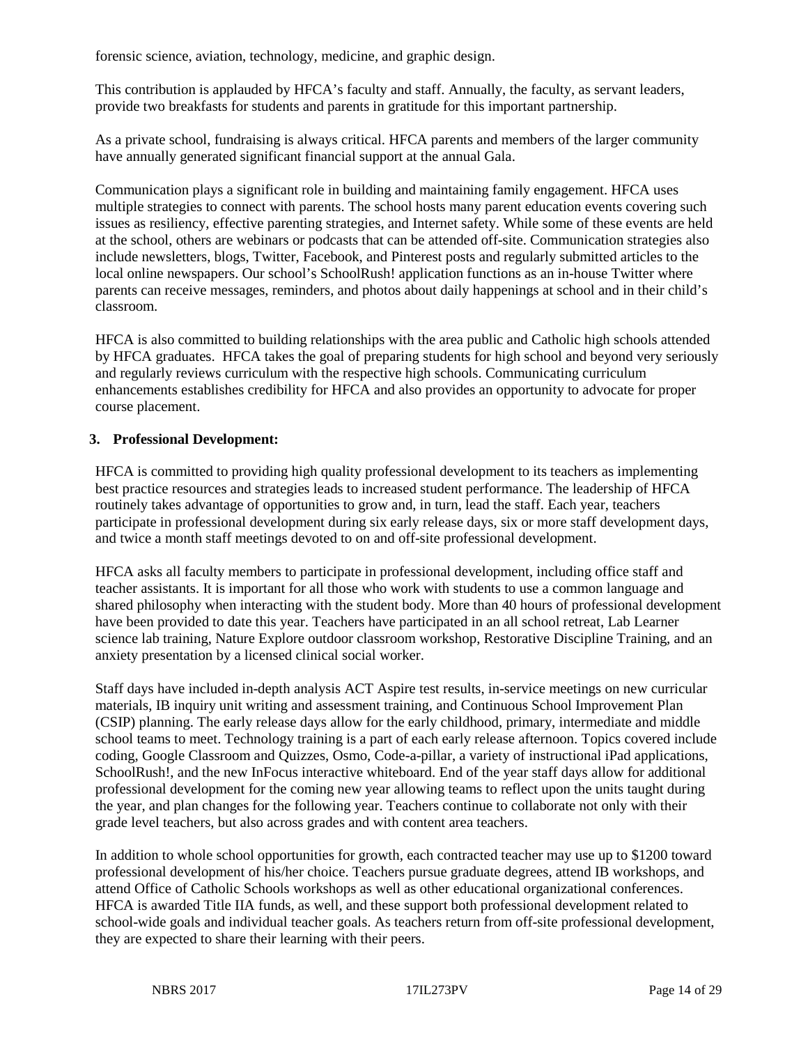forensic science, aviation, technology, medicine, and graphic design.

This contribution is applauded by HFCA's faculty and staff. Annually, the faculty, as servant leaders, provide two breakfasts for students and parents in gratitude for this important partnership.

As a private school, fundraising is always critical. HFCA parents and members of the larger community have annually generated significant financial support at the annual Gala.

Communication plays a significant role in building and maintaining family engagement. HFCA uses multiple strategies to connect with parents. The school hosts many parent education events covering such issues as resiliency, effective parenting strategies, and Internet safety. While some of these events are held at the school, others are webinars or podcasts that can be attended off-site. Communication strategies also include newsletters, blogs, Twitter, Facebook, and Pinterest posts and regularly submitted articles to the local online newspapers. Our school's SchoolRush! application functions as an in-house Twitter where parents can receive messages, reminders, and photos about daily happenings at school and in their child's classroom.

HFCA is also committed to building relationships with the area public and Catholic high schools attended by HFCA graduates. HFCA takes the goal of preparing students for high school and beyond very seriously and regularly reviews curriculum with the respective high schools. Communicating curriculum enhancements establishes credibility for HFCA and also provides an opportunity to advocate for proper course placement.

**3. Professional Development:**

HFCA is committed to providing high quality professional development to its teachers as implementing best practice resources and strategies leads to increased student performance. The leadership of HFCA routinely takes advantage of opportunities to grow and, in turn, lead the staff. Each year, teachers participate in professional development during six early release days, six or more staff development days, and twice a month staff meetings devoted to on and off-site professional development.

HFCA asks all faculty members to participate in professional development, including office staff and teacher assistants. It is important for all those who work with students to use a common language and shared philosophy when interacting with the student body. More than 40 hours of professional development have been provided to date this year. Teachers have participated in an all school retreat, Lab Learner science lab training, Nature Explore outdoor classroom workshop, Restorative Discipline Training, and an anxiety presentation by a licensed clinical social worker.

Staff days have included in-depth analysis ACT Aspire test results, in-service meetings on new curricular materials, IB inquiry unit writing and assessment training, and Continuous School Improvement Plan (CSIP) planning. The early release days allow for the early childhood, primary, intermediate and middle school teams to meet. Technology training is a part of each early release afternoon. Topics covered include coding, Google Classroom and Quizzes, Osmo, Code-a-pillar, a variety of instructional iPad applications, SchoolRush!, and the new InFocus interactive whiteboard. End of the year staff days allow for additional professional development for the coming new year allowing teams to reflect upon the units taught during the year, and plan changes for the following year. Teachers continue to collaborate not only with their grade level teachers, but also across grades and with content area teachers.

In addition to whole school opportunities for growth, each contracted teacher may use up to $1200 toward professional development of his/her choice. Teachers pursue graduate degrees, attend IB workshops, and attend Office of Catholic Schools workshops as well as other educational organizational conferences. HFCA is awarded Title IIA funds, as well, and these support both professional development related to school-wide goals and individual teacher goals. As teachers return from off-site professional development, they are expected to share their learning with their peers.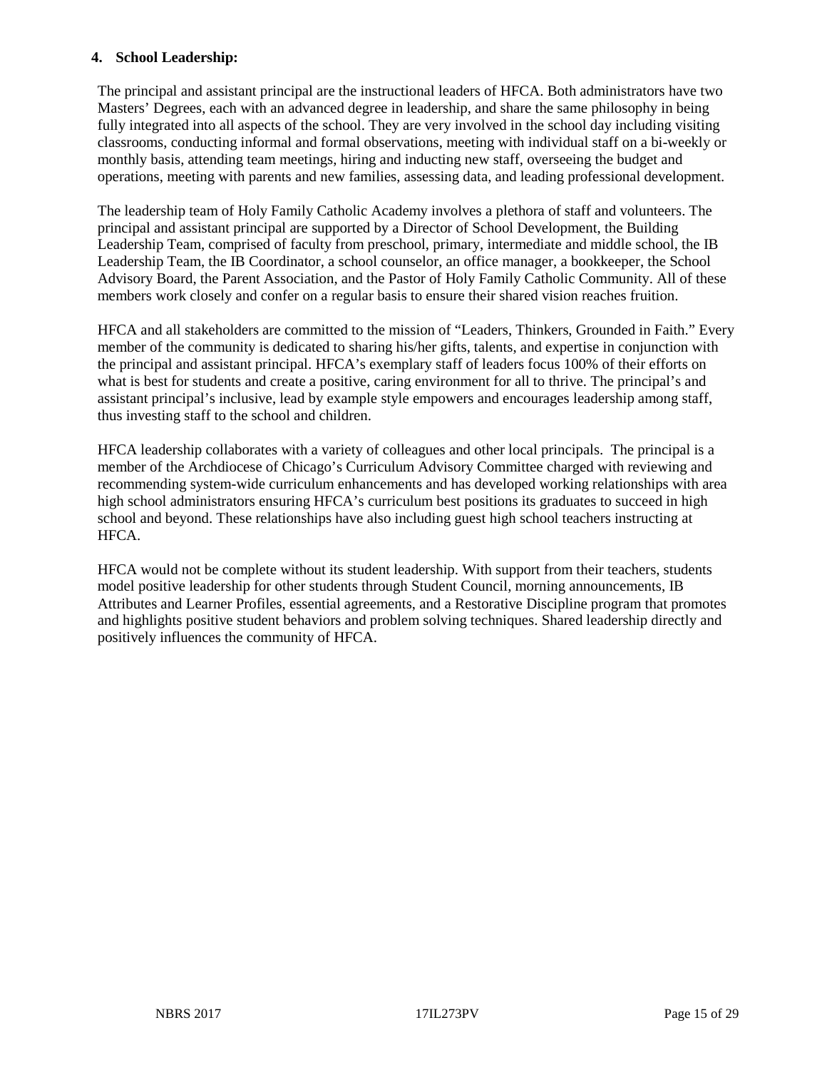**4. School Leadership:**

The principal and assistant principal are the instructional leaders of HFCA. Both administrators have two Masters' Degrees, each with an advanced degree in leadership, and share the same philosophy in being fully integrated into all aspects of the school. They are very involved in the school day including visiting classrooms, conducting informal and formal observations, meeting with individual staff on a bi-weekly or monthly basis, attending team meetings, hiring and inducting new staff, overseeing the budget and operations, meeting with parents and new families, assessing data, and leading professional development.

The leadership team of Holy Family Catholic Academy involves a plethora of staff and volunteers. The principal and assistant principal are supported by a Director of School Development, the Building Leadership Team, comprised of faculty from preschool, primary, intermediate and middle school, the IB Leadership Team, the IB Coordinator, a school counselor, an office manager, a bookkeeper, the School Advisory Board, the Parent Association, and the Pastor of Holy Family Catholic Community. All of these members work closely and confer on a regular basis to ensure their shared vision reaches fruition.

HFCA and all stakeholders are committed to the mission of "Leaders, Thinkers, Grounded in Faith." Every member of the community is dedicated to sharing his/her gifts, talents, and expertise in conjunction with the principal and assistant principal. HFCA's exemplary staff of leaders focus 100% of their efforts on what is best for students and create a positive, caring environment for all to thrive. The principal's and assistant principal's inclusive, lead by example style empowers and encourages leadership among staff, thus investing staff to the school and children.

HFCA leadership collaborates with a variety of colleagues and other local principals. The principal is a member of the Archdiocese of Chicago's Curriculum Advisory Committee charged with reviewing and recommending system-wide curriculum enhancements and has developed working relationships with area high school administrators ensuring HFCA's curriculum best positions its graduates to succeed in high school and beyond. These relationships have also including guest high school teachers instructing at HFCA.

HFCA would not be complete without its student leadership. With support from their teachers, students model positive leadership for other students through Student Council, morning announcements, IB Attributes and Learner Profiles, essential agreements, and a Restorative Discipline program that promotes and highlights positive student behaviors and problem solving techniques. Shared leadership directly and positively influences the community of HFCA.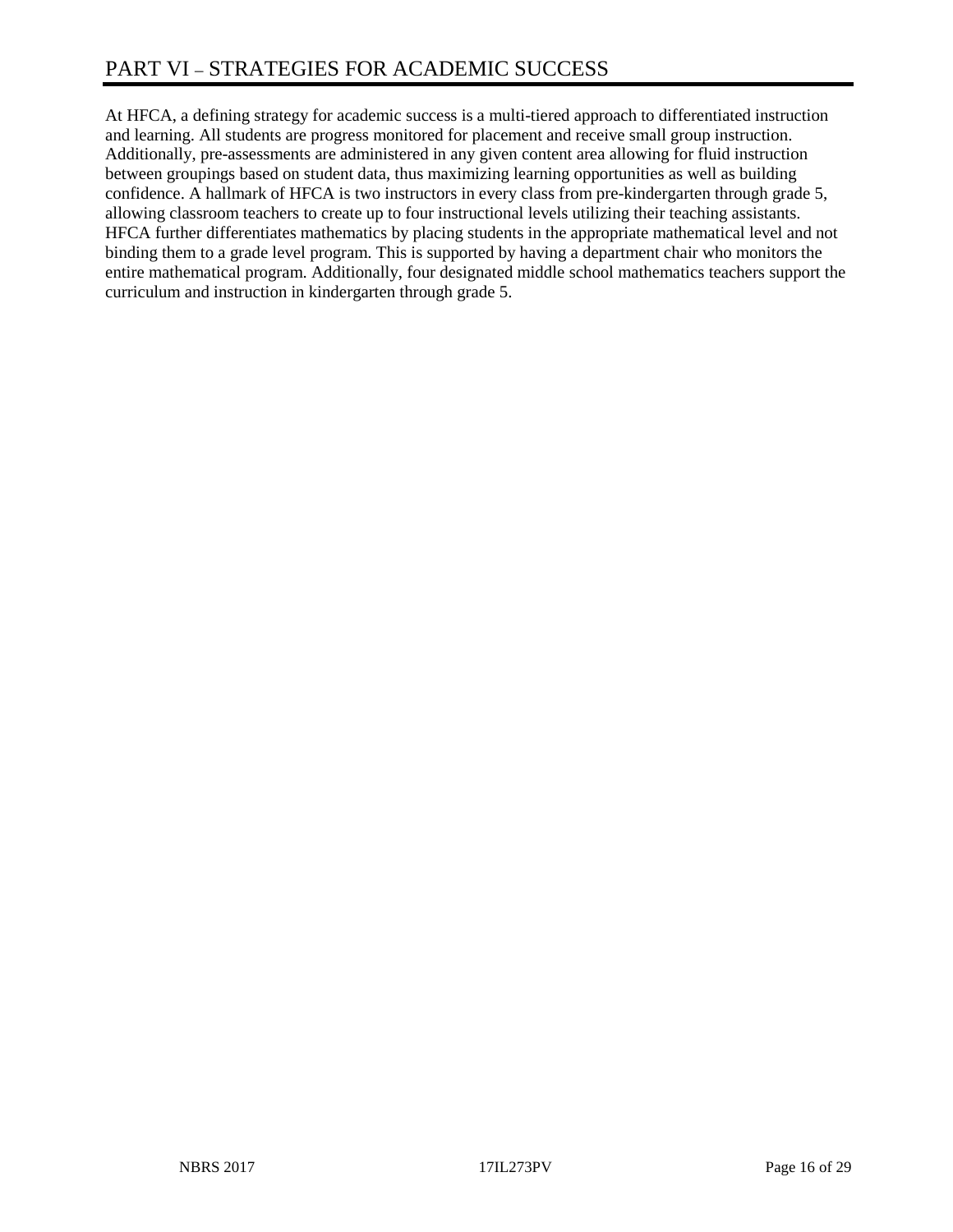# PART VI – STRATEGIES FOR ACADEMIC SUCCESS

At HFCA, a defining strategy for academic success is a multi-tiered approach to differentiated instruction and learning. All students are progress monitored for placement and receive small group instruction. Additionally, pre-assessments are administered in any given content area allowing for fluid instruction between groupings based on student data, thus maximizing learning opportunities as well as building confidence. A hallmark of HFCA is two instructors in every class from pre-kindergarten through grade 5, allowing classroom teachers to create up to four instructional levels utilizing their teaching assistants. HFCA further differentiates mathematics by placing students in the appropriate mathematical level and not binding them to a grade level program. This is supported by having a department chair who monitors the entire mathematical program. Additionally, four designated middle school mathematics teachers support the curriculum and instruction in kindergarten through grade 5.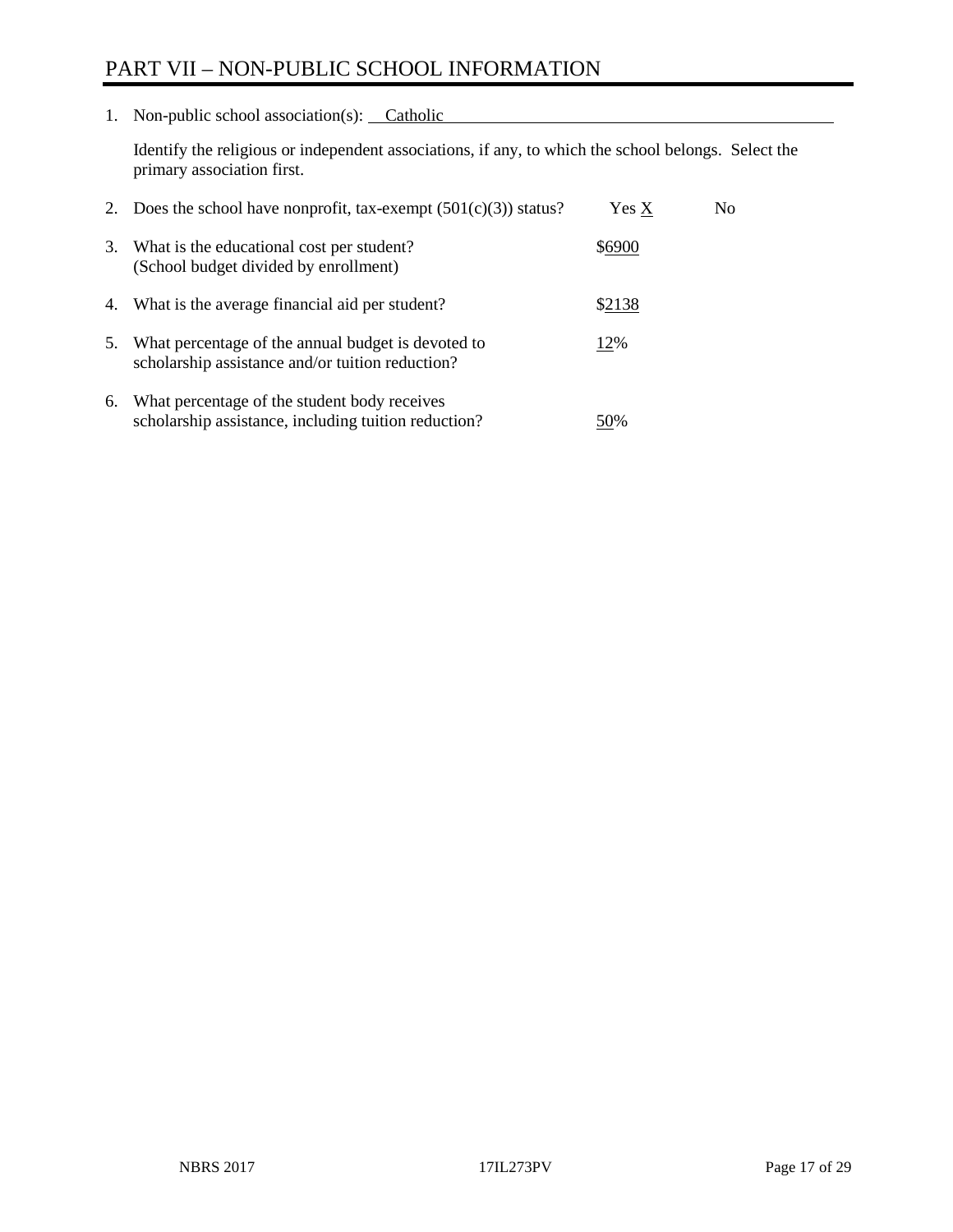# PART VII – NON-PUBLIC SCHOOL INFORMATION

1. Non-public school association(s): Catholic

   Identify the religious or independent associations, if any, to which the school belongs. Select the primary association first.

2. Does the school have nonprofit, tax-exempt (501(c)(3)) status? Yes X No

3. What is the educational cost per student? (School budget divided by enrollment) $6900

4. What is the average financial aid per student? $2138

5. What percentage of the annual budget is devoted to scholarship assistance and/or tuition reduction? 12%

6. What percentage of the student body receives scholarship assistance, including tuition reduction? 50%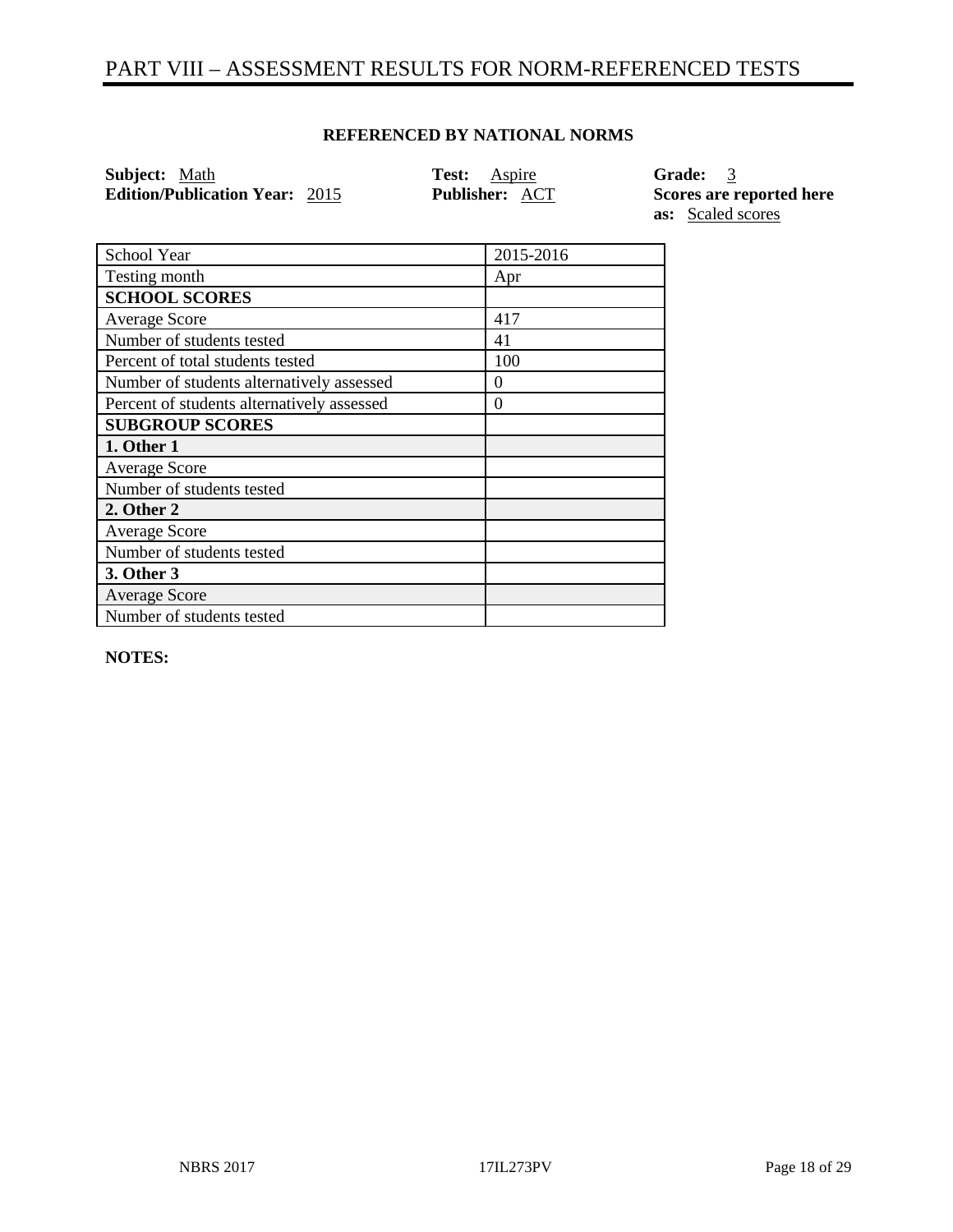# PART VIII – ASSESSMENT RESULTS FOR NORM-REFERENCED TESTS

**REFERENCED BY NATIONAL NORMS**

**Subject:** Math
**Edition/Publication Year:** 2015
**Test:** Aspire
**Publisher:** ACT
**Grade:** 3
**Scores are reported here as:** Scaled scores

| School Year | 2015-2016 |
| --- | --- |
| Testing month | Apr |
| **SCHOOL SCORES** | |
| Average Score | 417 |
| Number of students tested | 41 |
| Percent of total students tested | 100 |
| Number of students alternatively assessed | 0 |
| Percent of students alternatively assessed | 0 |
| **SUBGROUP SCORES** | |
| **1. Other 1** | |
| Average Score | |
| Number of students tested | |
| **2. Other 2** | |
| Average Score | |
| Number of students tested | |
| **3. Other 3** | |
| Average Score | |
| Number of students tested | |

**NOTES:**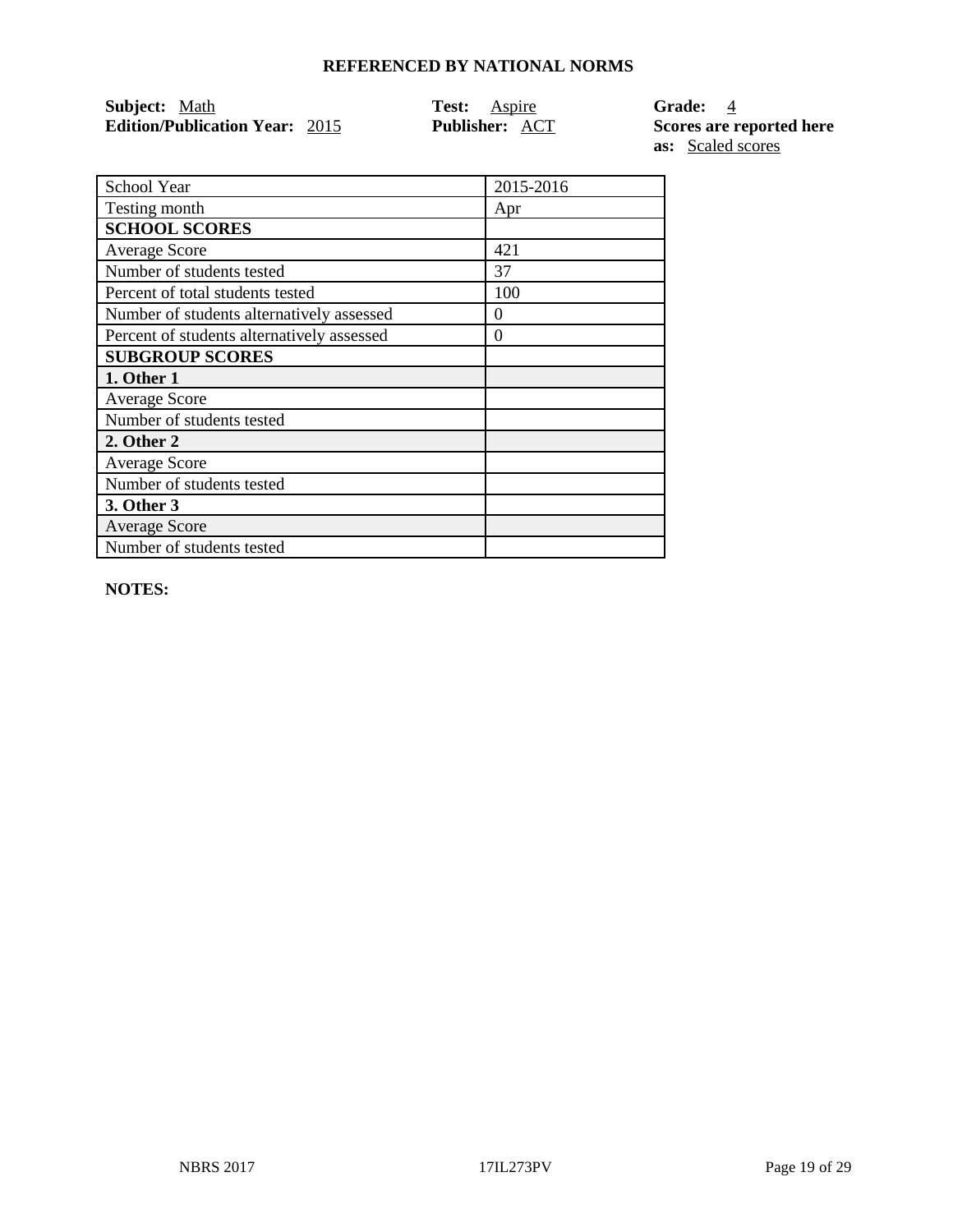**REFERENCED BY NATIONAL NORMS**

**Subject:** Math
**Edition/Publication Year:** 2015
**Test:** Aspire
**Publisher:** ACT
**Grade:** 4
**Scores are reported here as:** Scaled scores

| School Year | 2015-2016 |
|---|---|
| Testing month | Apr |
| **SCHOOL SCORES** | |
| Average Score | 421 |
| Number of students tested | 37 |
| Percent of total students tested | 100 |
| Number of students alternatively assessed | 0 |
| Percent of students alternatively assessed | 0 |
| **SUBGROUP SCORES** | |
| **1. Other 1** | |
| Average Score | |
| Number of students tested | |
| **2. Other 2** | |
| Average Score | |
| Number of students tested | |
| **3. Other 3** | |
| Average Score | |
| Number of students tested | |

**NOTES:**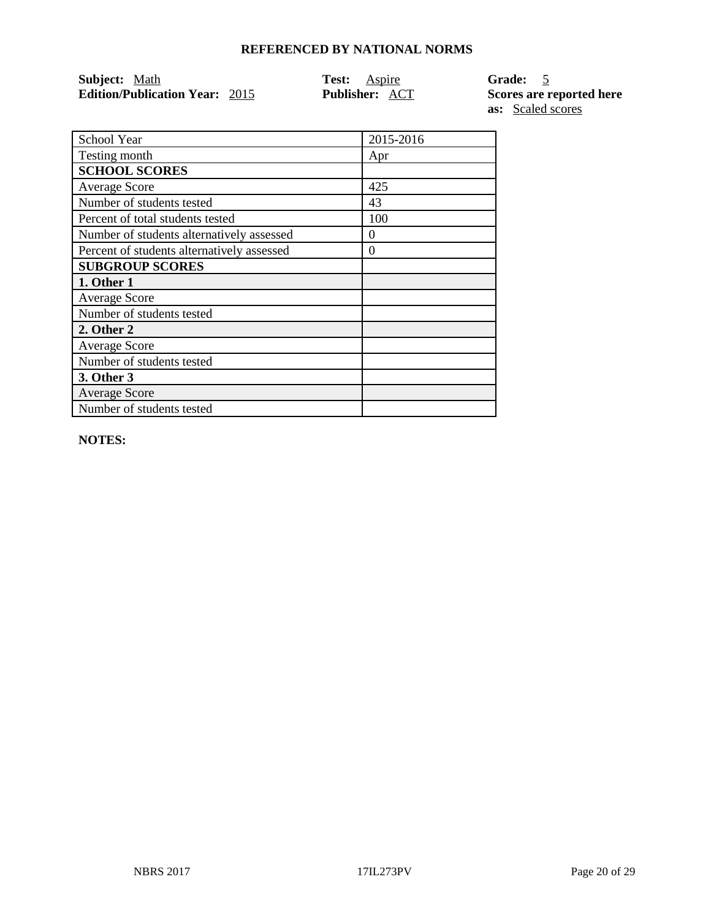## REFERENCED BY NATIONAL NORMS

**Subject:** Math
**Edition/Publication Year:** 2015
**Test:** Aspire
**Publisher:** ACT
**Grade:** 5
**Scores are reported here as:** Scaled scores

| School Year | 2015-2016 |
|---|---|
| Testing month | Apr |
| **SCHOOL SCORES** | |
| Average Score | 425 |
| Number of students tested | 43 |
| Percent of total students tested | 100 |
| Number of students alternatively assessed | 0 |
| Percent of students alternatively assessed | 0 |
| **SUBGROUP SCORES** | |
| **1. Other 1** | |
| Average Score | |
| Number of students tested | |
| **2. Other 2** | |
| Average Score | |
| Number of students tested | |
| **3. Other 3** | |
| Average Score | |
| Number of students tested | |

**NOTES:**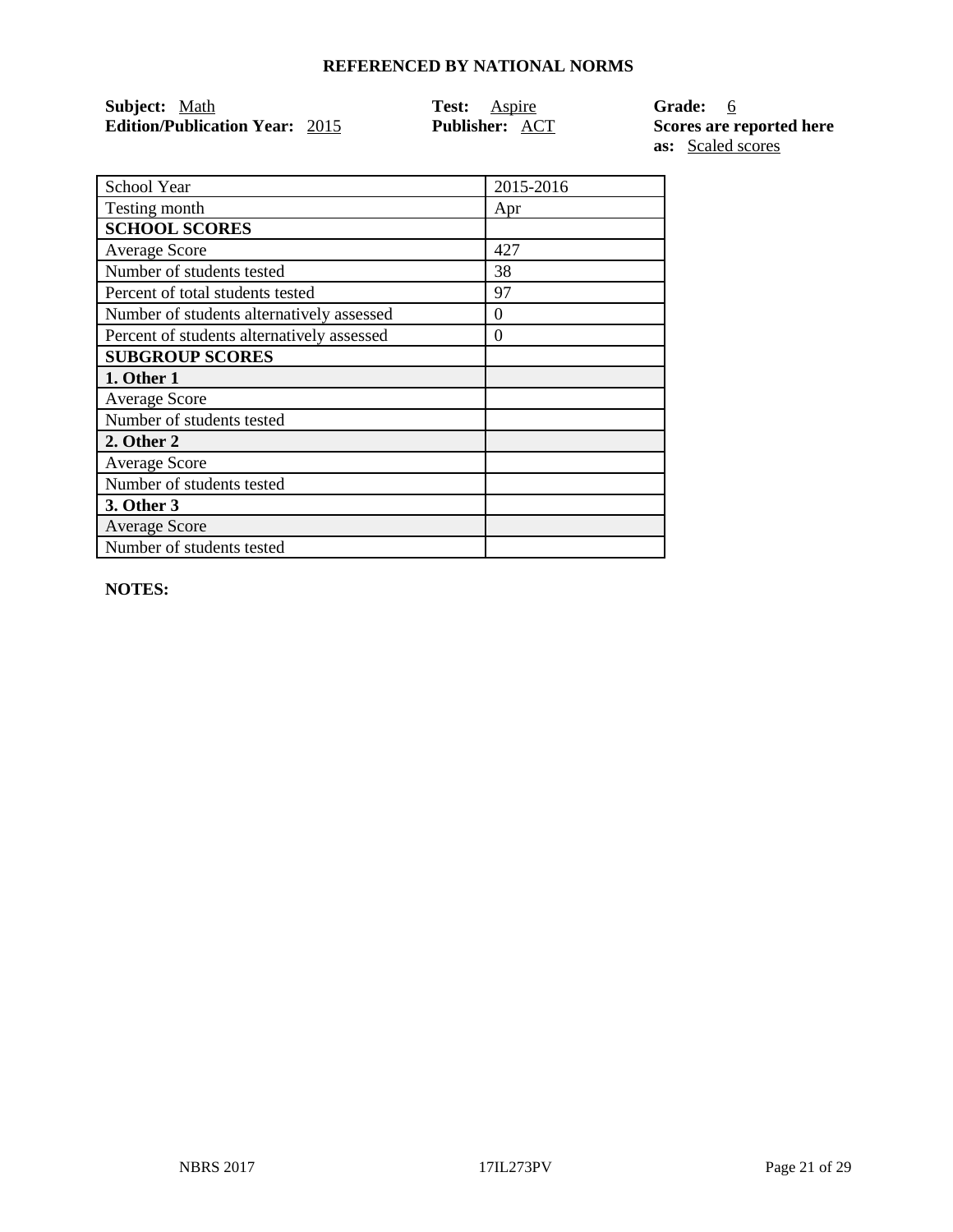**REFERENCED BY NATIONAL NORMS**

**Subject:** Math
**Edition/Publication Year:** 2015

**Test:** Aspire
**Publisher:** ACT

**Grade:** 6
**Scores are reported here as:** Scaled scores

| School Year | 2015-2016 |
|---|---|
| Testing month | Apr |
| **SCHOOL SCORES** | |
| Average Score | 427 |
| Number of students tested | 38 |
| Percent of total students tested | 97 |
| Number of students alternatively assessed | 0 |
| Percent of students alternatively assessed | 0 |
| **SUBGROUP SCORES** | |
| **1. Other 1** | |
| Average Score | |
| Number of students tested | |
| **2. Other 2** | |
| Average Score | |
| Number of students tested | |
| **3. Other 3** | |
| Average Score | |
| Number of students tested | |

**NOTES:**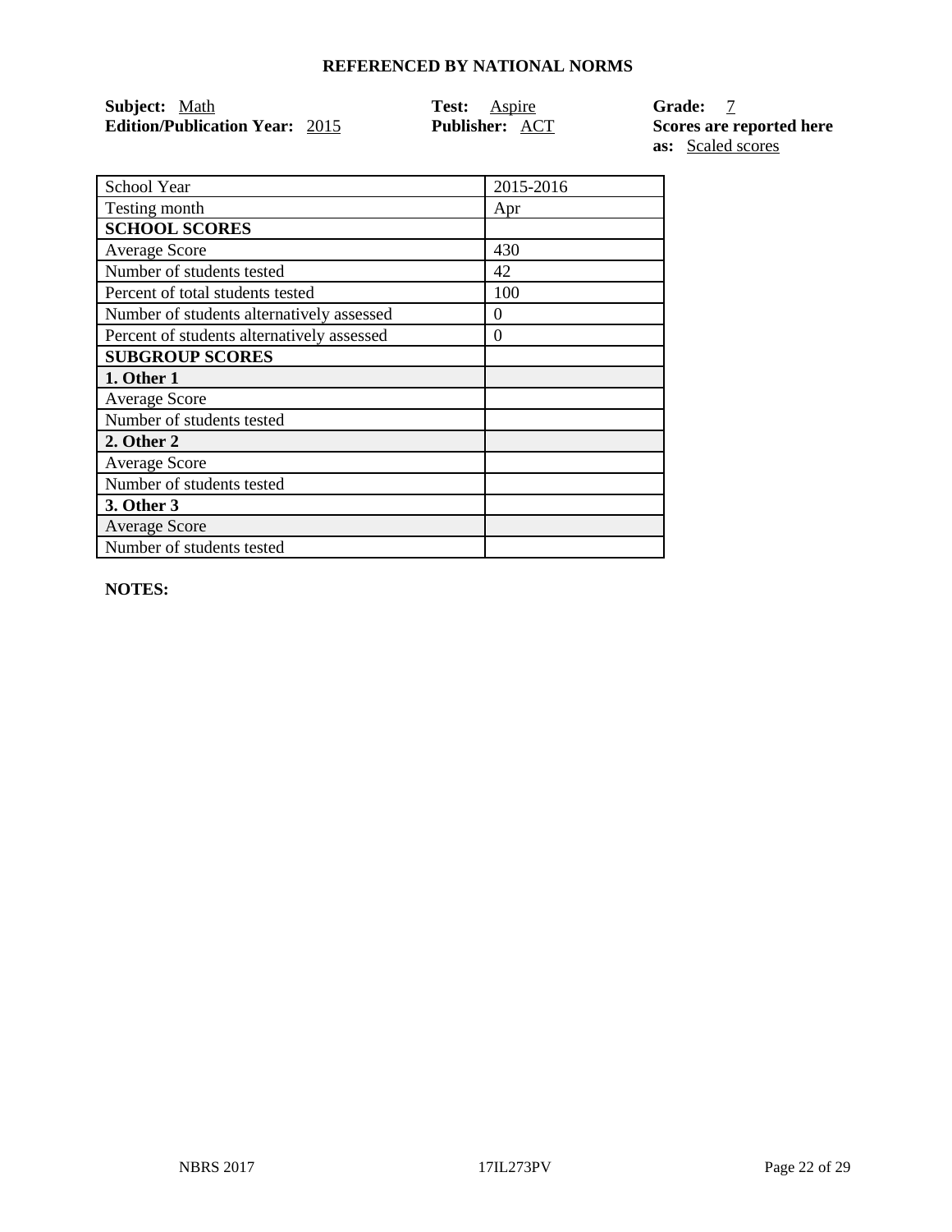## REFERENCED BY NATIONAL NORMS

**Subject:** Math
**Edition/Publication Year:** 2015
**Test:** Aspire
**Publisher:** ACT
**Grade:** 7
**Scores are reported here as:** Scaled scores

| School Year | 2015-2016 |
| --- | --- |
| Testing month | Apr |
| **SCHOOL SCORES** | |
| Average Score | 430 |
| Number of students tested | 42 |
| Percent of total students tested | 100 |
| Number of students alternatively assessed | 0 |
| Percent of students alternatively assessed | 0 |
| **SUBGROUP SCORES** | |
| **1. Other 1** | |
| Average Score | |
| Number of students tested | |
| **2. Other 2** | |
| Average Score | |
| Number of students tested | |
| **3. Other 3** | |
| Average Score | |
| Number of students tested | |

**NOTES:**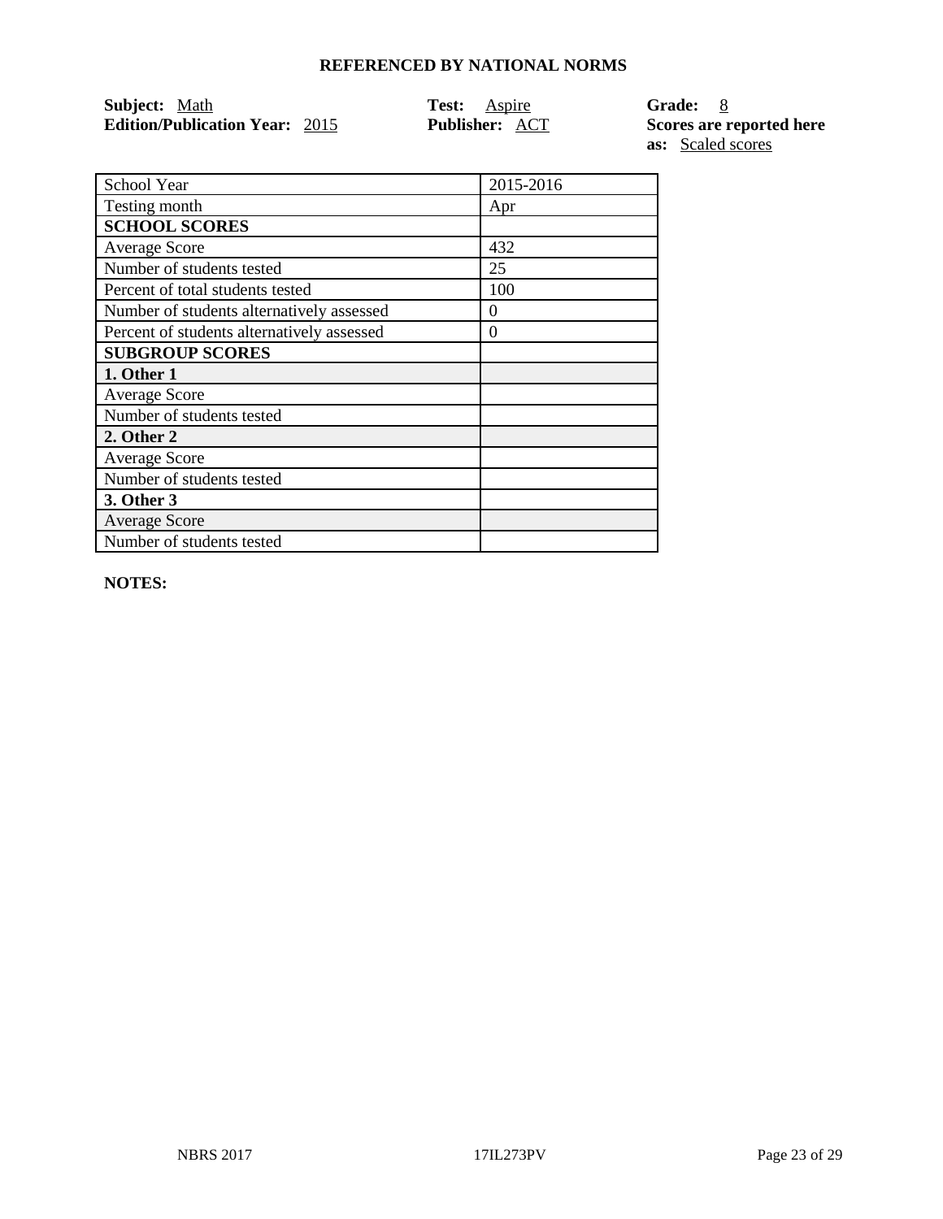### REFERENCED BY NATIONAL NORMS

**Subject:** Math
**Edition/Publication Year:** 2015

**Test:** Aspire
**Publisher:** ACT

**Grade:** 8
**Scores are reported here as:** Scaled scores

| School Year | 2015-2016 |
|---|---|
| Testing month | Apr |
| **SCHOOL SCORES** | |
| Average Score | 432 |
| Number of students tested | 25 |
| Percent of total students tested | 100 |
| Number of students alternatively assessed | 0 |
| Percent of students alternatively assessed | 0 |
| **SUBGROUP SCORES** | |
| **1. Other 1** | |
| Average Score | |
| Number of students tested | |
| **2. Other 2** | |
| Average Score | |
| Number of students tested | |
| **3. Other 3** | |
| Average Score | |
| Number of students tested | |

**NOTES:**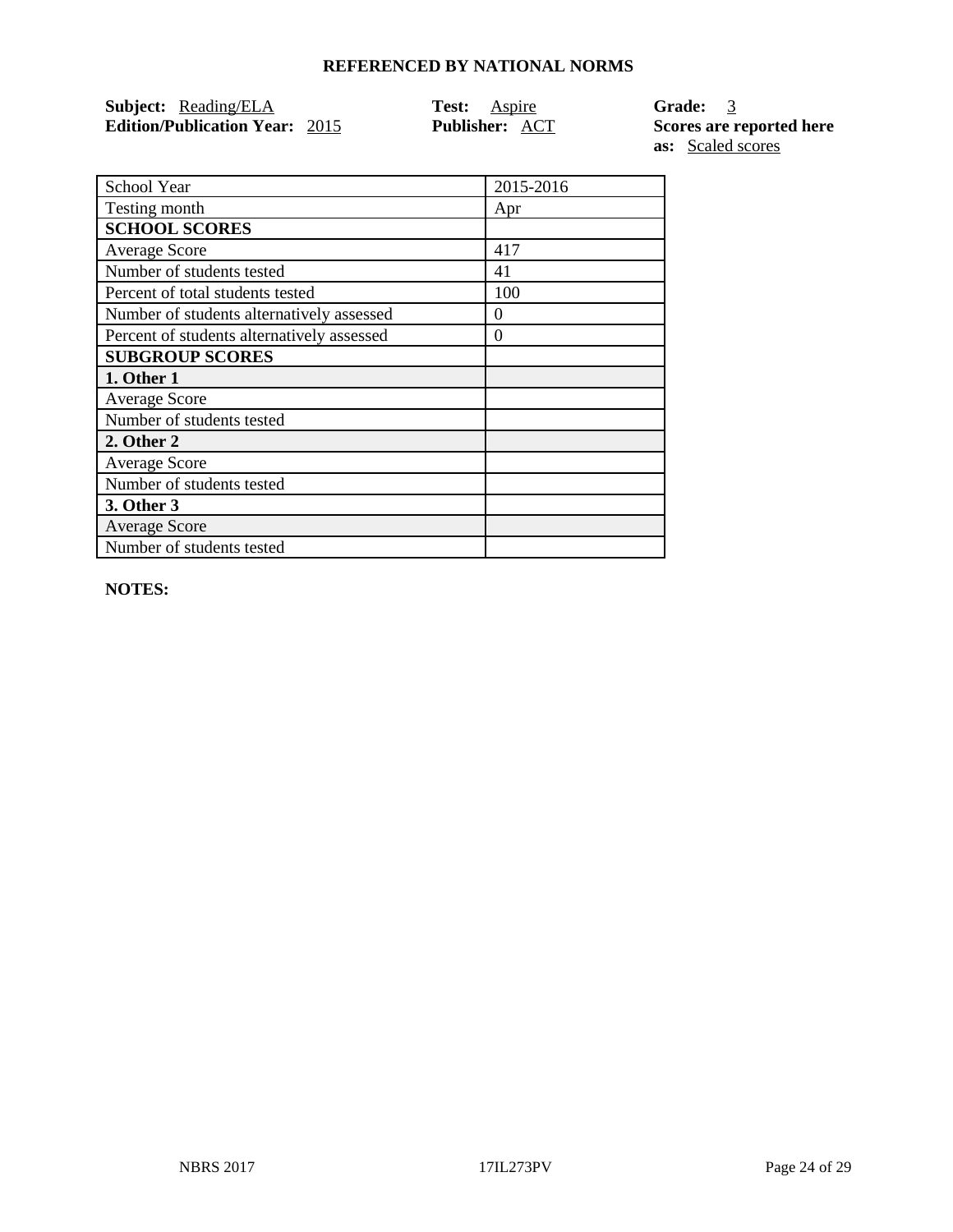## REFERENCED BY NATIONAL NORMS

**Subject:** Reading/ELA **Test:** Aspire **Grade:** 3
**Edition/Publication Year:** 2015 **Publisher:** ACT **Scores are reported here as:** Scaled scores

| School Year | 2015-2016 |
|---|---|
| Testing month | Apr |
| **SCHOOL SCORES** | |
| Average Score | 417 |
| Number of students tested | 41 |
| Percent of total students tested | 100 |
| Number of students alternatively assessed | 0 |
| Percent of students alternatively assessed | 0 |
| **SUBGROUP SCORES** | |
| **1. Other 1** | |
| Average Score | |
| Number of students tested | |
| **2. Other 2** | |
| Average Score | |
| Number of students tested | |
| **3. Other 3** | |
| Average Score | |
| Number of students tested | |

**NOTES:**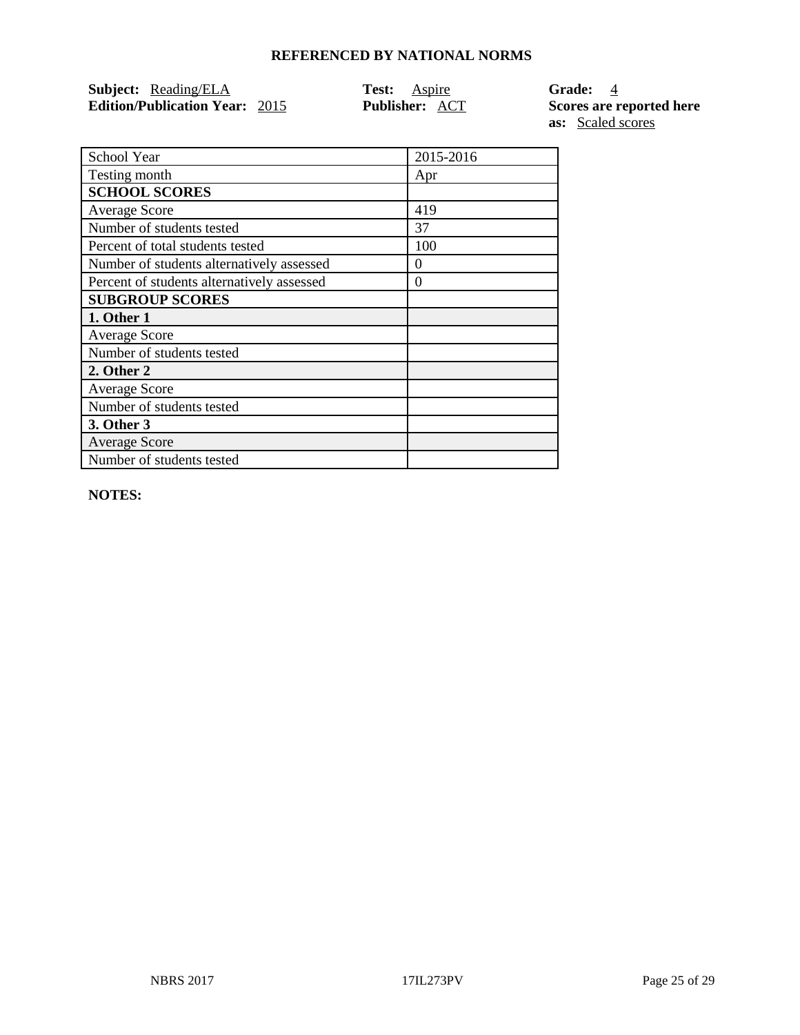## REFERENCED BY NATIONAL NORMS

**Subject:** Reading/ELA
**Edition/Publication Year:** 2015
**Test:** Aspire
**Publisher:** ACT
**Grade:** 4
**Scores are reported here as:** Scaled scores

| School Year | 2015-2016 |
|---|---|
| Testing month | Apr |
| **SCHOOL SCORES** | |
| Average Score | 419 |
| Number of students tested | 37 |
| Percent of total students tested | 100 |
| Number of students alternatively assessed | 0 |
| Percent of students alternatively assessed | 0 |
| **SUBGROUP SCORES** | |
| **1. Other 1** | |
| Average Score | |
| Number of students tested | |
| **2. Other 2** | |
| Average Score | |
| Number of students tested | |
| **3. Other 3** | |
| Average Score | |
| Number of students tested | |

**NOTES:**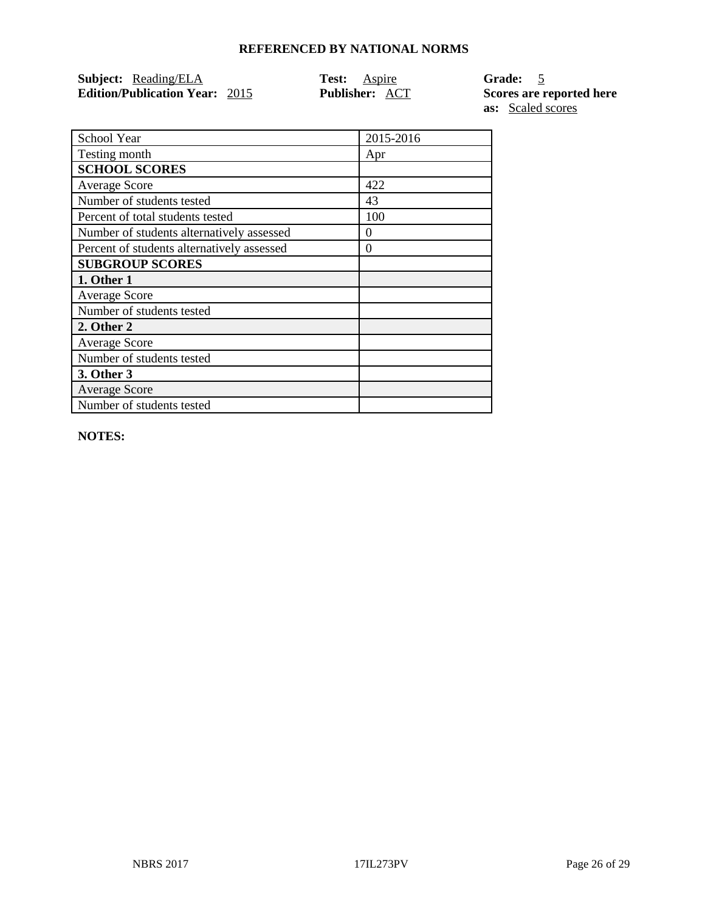**REFERENCED BY NATIONAL NORMS**

**Subject:** Reading/ELA
**Edition/Publication Year:** 2015
**Test:** Aspire
**Publisher:** ACT
**Grade:** 5
**Scores are reported here as:** Scaled scores

| School Year | 2015-2016 |
|---|---|
| Testing month | Apr |
| **SCHOOL SCORES** | |
| Average Score | 422 |
| Number of students tested | 43 |
| Percent of total students tested | 100 |
| Number of students alternatively assessed | 0 |
| Percent of students alternatively assessed | 0 |
| **SUBGROUP SCORES** | |
| **1. Other 1** | |
| Average Score | |
| Number of students tested | |
| **2. Other 2** | |
| Average Score | |
| Number of students tested | |
| **3. Other 3** | |
| Average Score | |
| Number of students tested | |

**NOTES:**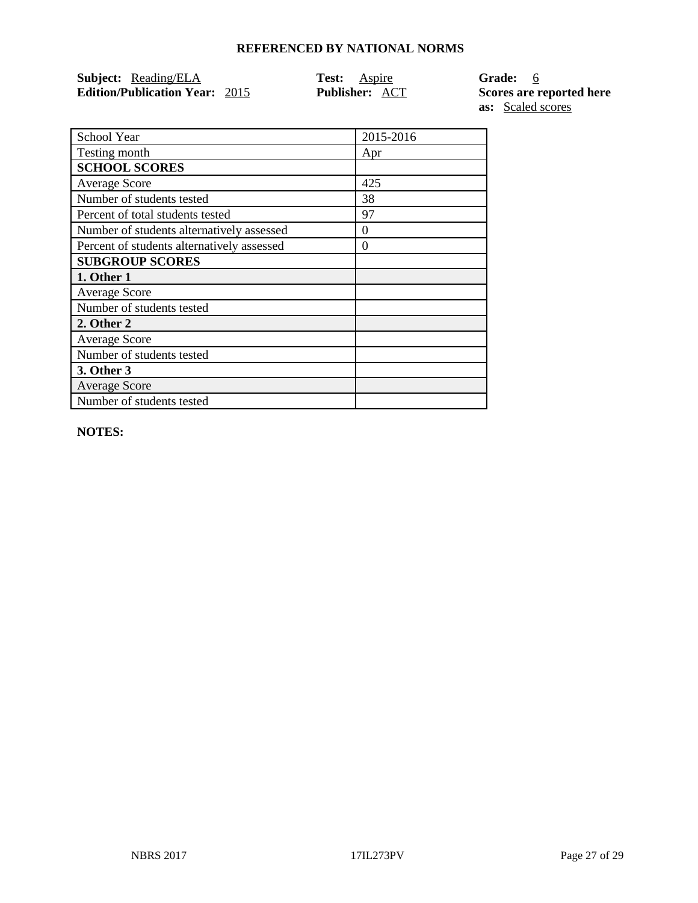## REFERENCED BY NATIONAL NORMS

**Subject:** Reading/ELA **Test:** Aspire **Grade:** 6
**Edition/Publication Year:** 2015 **Publisher:** ACT **Scores are reported here as:** Scaled scores

| School Year | 2015-2016 |
|---|---|
| Testing month | Apr |
| **SCHOOL SCORES** | |
| Average Score | 425 |
| Number of students tested | 38 |
| Percent of total students tested | 97 |
| Number of students alternatively assessed | 0 |
| Percent of students alternatively assessed | 0 |
| **SUBGROUP SCORES** | |
| **1. Other 1** | |
| Average Score | |
| Number of students tested | |
| **2. Other 2** | |
| Average Score | |
| Number of students tested | |
| **3. Other 3** | |
| Average Score | |
| Number of students tested | |

**NOTES:**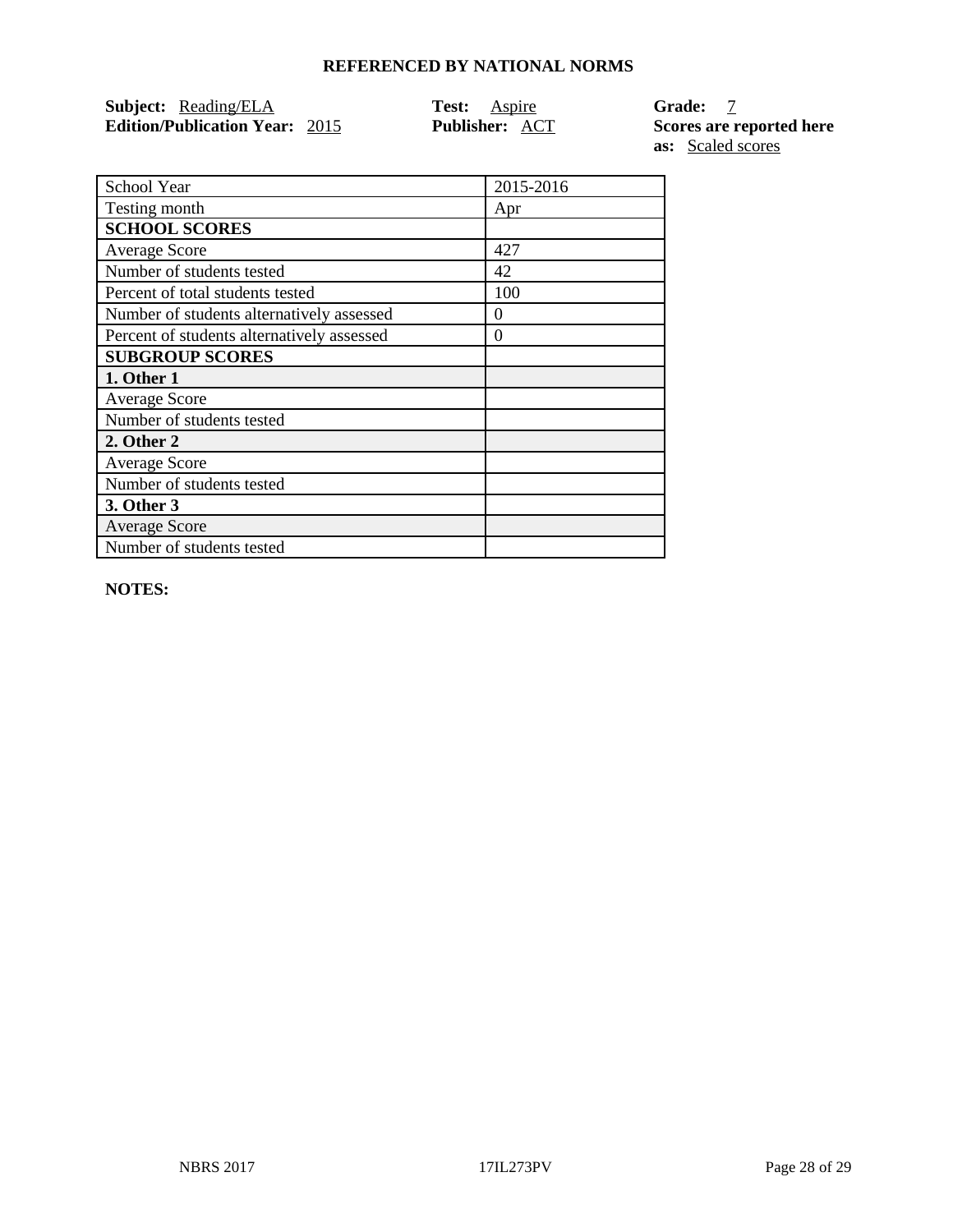**REFERENCED BY NATIONAL NORMS**

**Subject:** Reading/ELA
**Edition/Publication Year:** 2015

**Test:** Aspire
**Publisher:** ACT

**Grade:** 7
**Scores are reported here as:** Scaled scores

| School Year | 2015-2016 |
|---|---|
| Testing month | Apr |
| **SCHOOL SCORES** | |
| Average Score | 427 |
| Number of students tested | 42 |
| Percent of total students tested | 100 |
| Number of students alternatively assessed | 0 |
| Percent of students alternatively assessed | 0 |
| **SUBGROUP SCORES** | |
| **1. Other 1** | |
| Average Score | |
| Number of students tested | |
| **2. Other 2** | |
| Average Score | |
| Number of students tested | |
| **3. Other 3** | |
| Average Score | |
| Number of students tested | |

**NOTES:**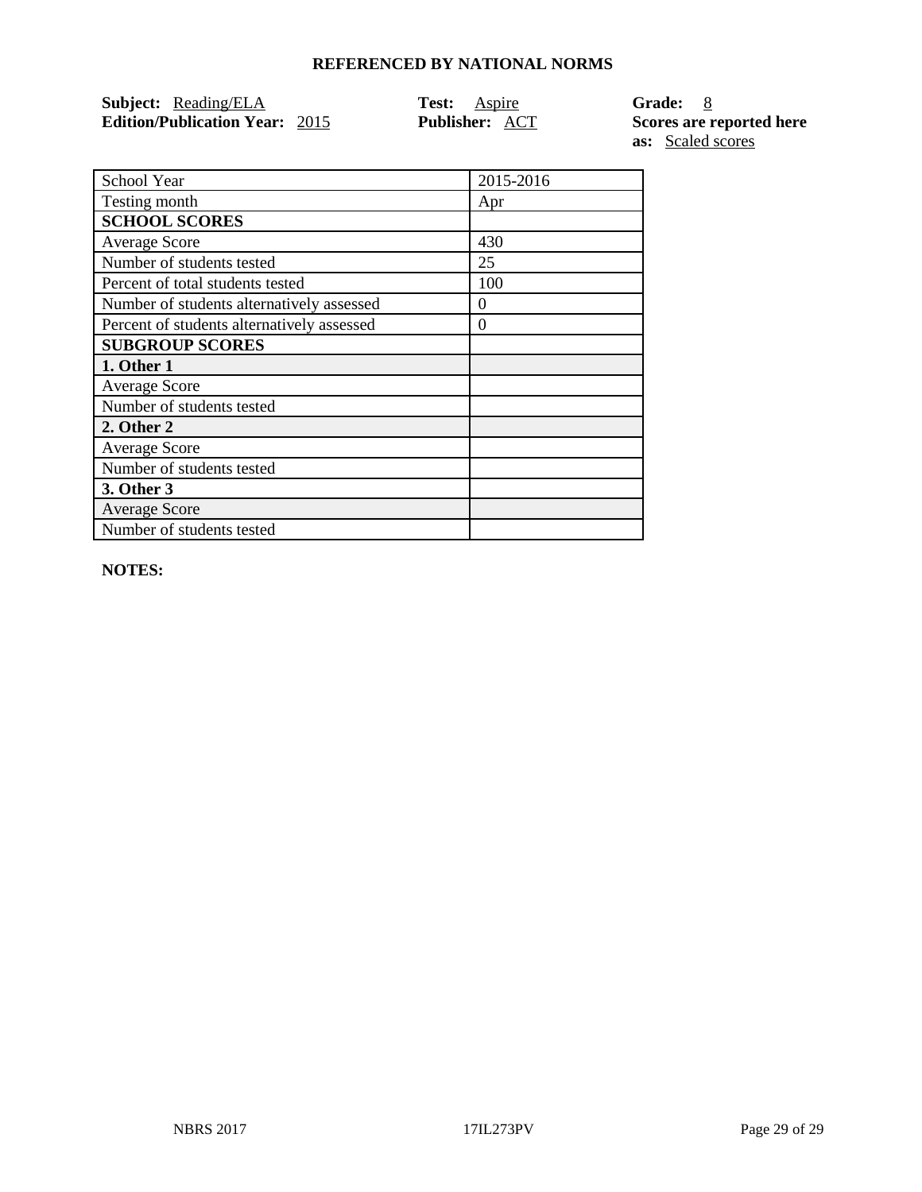**REFERENCED BY NATIONAL NORMS**

**Subject:** Reading/ELA
**Edition/Publication Year:** 2015
**Test:** Aspire
**Publisher:** ACT
**Grade:** 8
**Scores are reported here as:** Scaled scores

| | |
|---|---|
| School Year | 2015-2016 |
| Testing month | Apr |
| **SCHOOL SCORES** | |
| Average Score | 430 |
| Number of students tested | 25 |
| Percent of total students tested | 100 |
| Number of students alternatively assessed | 0 |
| Percent of students alternatively assessed | 0 |
| **SUBGROUP SCORES** | |
| **1. Other 1** | |
| Average Score | |
| Number of students tested | |
| **2. Other 2** | |
| Average Score | |
| Number of students tested | |
| **3. Other 3** | |
| Average Score | |
| Number of students tested | |

**NOTES:**